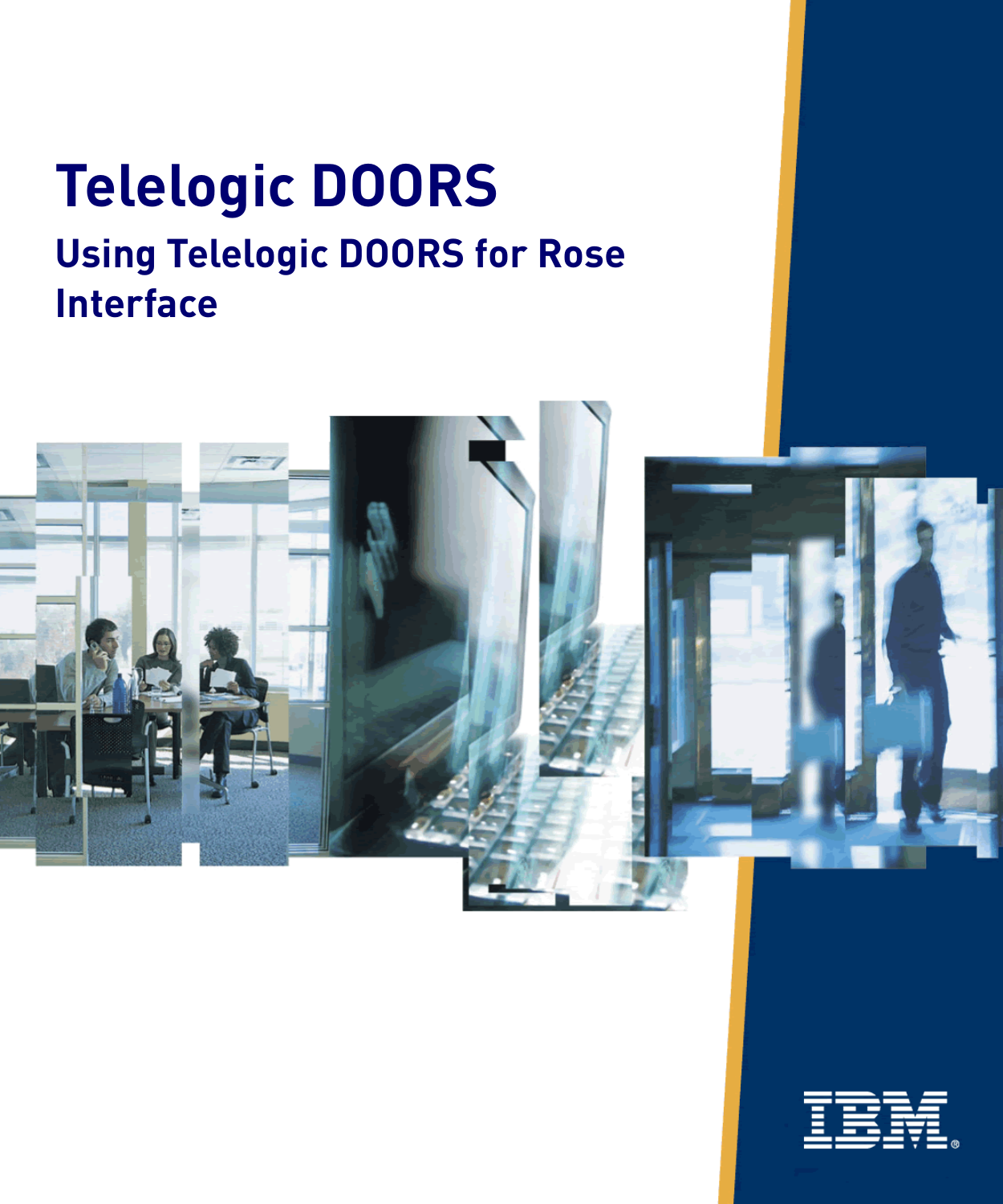# Telelogic DOORS

## Using Telelogic DOORS for Rose Interface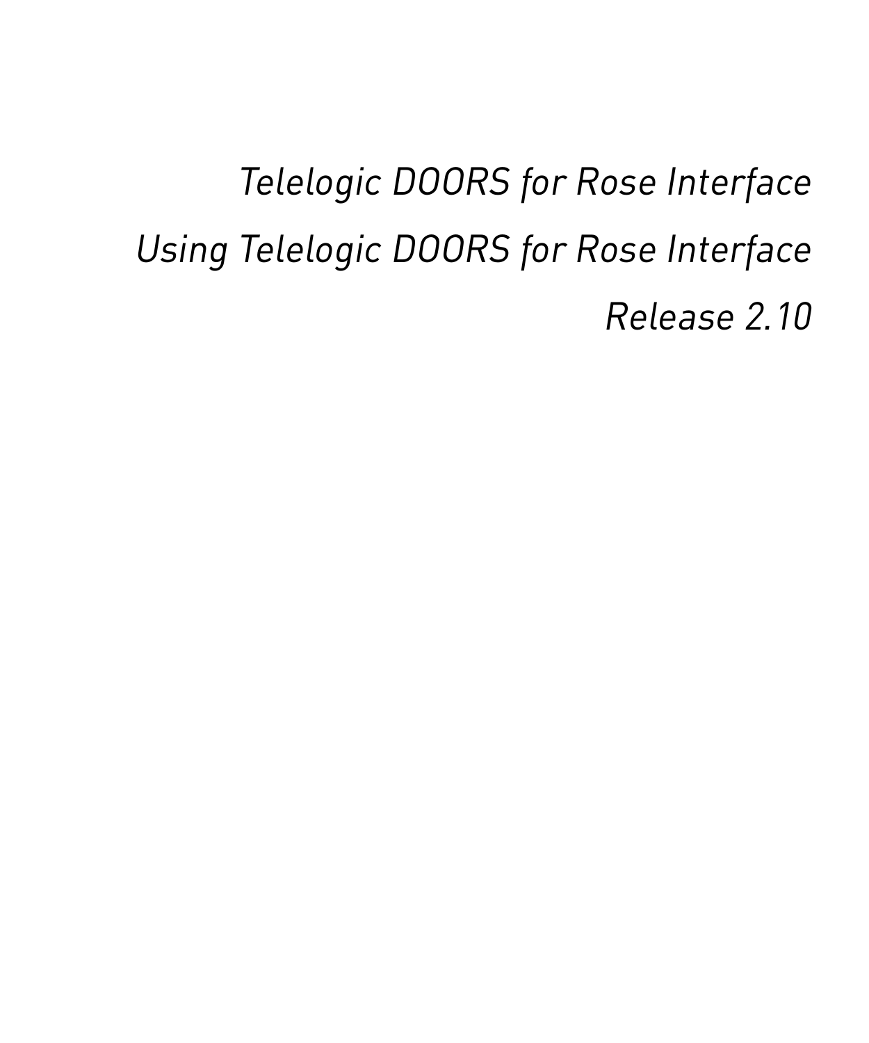*Telelogic DOORS for Rose Interface*

*Using Telelogic DOORS for Rose Interface*

*Release 2.10*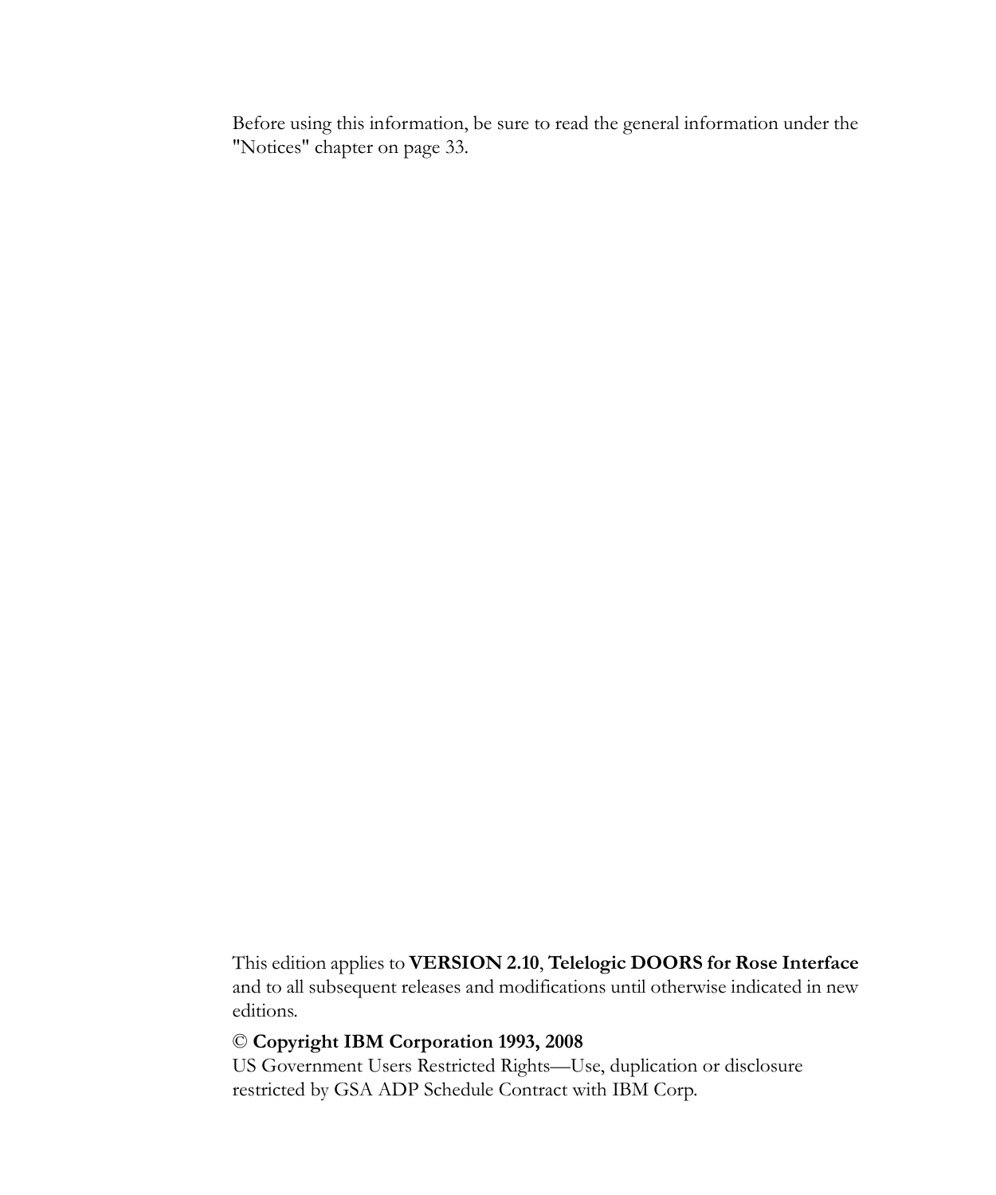Before using this information, be sure to read the general information under the "Notices" chapter on page 33.

This edition applies to **VERSION 2.10**, **Telelogic DOORS for Rose Interface** and to all subsequent releases and modifications until otherwise indicated in new editions.

© **Copyright IBM Corporation 1993, 2008**
US Government Users Restricted Rights—Use, duplication or disclosure restricted by GSA ADP Schedule Contract with IBM Corp.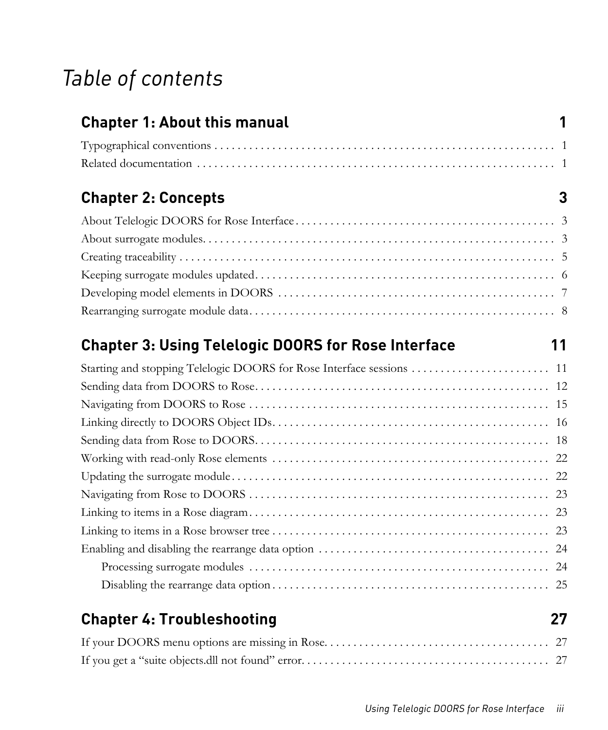# Table of contents

## Chapter 1: About this manual 1

Typographical conventions . . . . . . . . . . . . . . . . . . . . . . . . . . . . . 1

Related documentation . . . . . . . . . . . . . . . . . . . . . . . . . . . . . 1

## Chapter 2: Concepts 3

About Telelogic DOORS for Rose Interface . . . . . . . . . . . . . . . . . . . . . . . . . . . . . 3

About surrogate modules. . . . . . . . . . . . . . . . . . . . . . . . . . . . . 3

Creating traceability . . . . . . . . . . . . . . . . . . . . . . . . . . . . . 5

Keeping surrogate modules updated. . . . . . . . . . . . . . . . . . . . . . . . . . . . . 6

Developing model elements in DOORS . . . . . . . . . . . . . . . . . . . . . . . . . . . . . 7

Rearranging surrogate module data. . . . . . . . . . . . . . . . . . . . . . . . . . . . . 8

## Chapter 3: Using Telelogic DOORS for Rose Interface 11

Starting and stopping Telelogic DOORS for Rose Interface sessions . . . . . . . . . . . . . . . . . 11

Sending data from DOORS to Rose. . . . . . . . . . . . . . . . . . . . . . . . . . . . . 12

Navigating from DOORS to Rose . . . . . . . . . . . . . . . . . . . . . . . . . . . . . 15

Linking directly to DOORS Object IDs. . . . . . . . . . . . . . . . . . . . . . . . . . . . . 16

Sending data from Rose to DOORS. . . . . . . . . . . . . . . . . . . . . . . . . . . . . 18

Working with read-only Rose elements . . . . . . . . . . . . . . . . . . . . . . . . . . . . . 22

Updating the surrogate module. . . . . . . . . . . . . . . . . . . . . . . . . . . . . 22

Navigating from Rose to DOORS . . . . . . . . . . . . . . . . . . . . . . . . . . . . . 23

Linking to items in a Rose diagram. . . . . . . . . . . . . . . . . . . . . . . . . . . . . 23

Linking to items in a Rose browser tree . . . . . . . . . . . . . . . . . . . . . . . . . . . . . 23

Enabling and disabling the rearrange data option . . . . . . . . . . . . . . . . . . . . . . . . . . . . . 24

- Processing surrogate modules . . . . . . . . . . . . . . . . . . . . . . . . . . . . . 24
- Disabling the rearrange data option. . . . . . . . . . . . . . . . . . . . . . . . . . . . . 25

## Chapter 4: Troubleshooting 27

If your DOORS menu options are missing in Rose. . . . . . . . . . . . . . . . . . . . . . . . . . . . . 27

If you get a “suite objects.dll not found” error. . . . . . . . . . . . . . . . . . . . . . . . . . . . . 27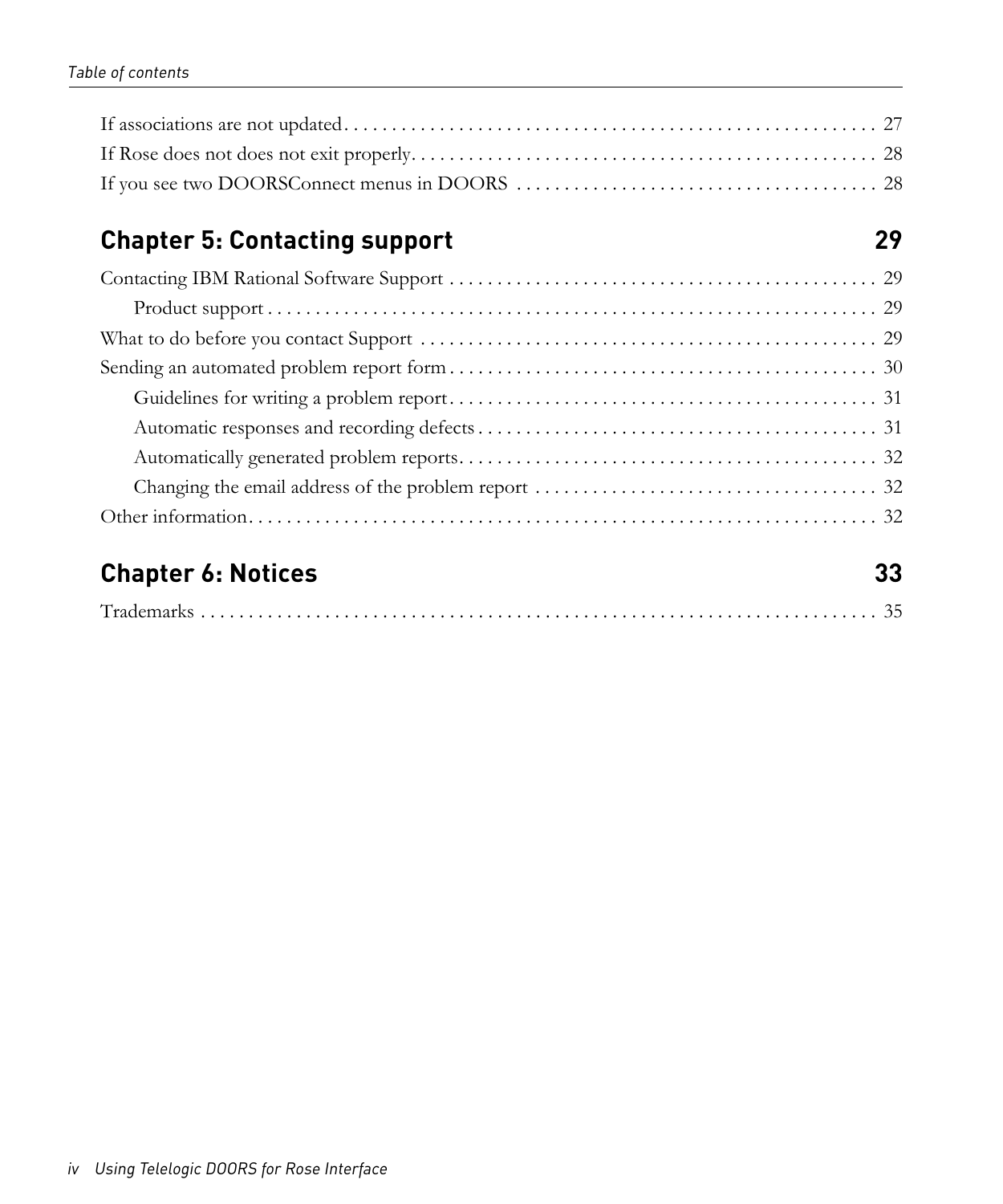If associations are not updated . . . . . . . . . . . . . . . . . . . . . . . . . . . . . . . . . . . . . . . . . . . . . . . . . . . . 27
If Rose does not does not exit properly. . . . . . . . . . . . . . . . . . . . . . . . . . . . . . . . . . . . . . . . . . . . . . . . 28
If you see two DOORSConnect menus in DOORS . . . . . . . . . . . . . . . . . . . . . . . . . . . . . . . . . . . . . 28

## Chapter 5: Contacting support 29

Contacting IBM Rational Software Support . . . . . . . . . . . . . . . . . . . . . . . . . . . . . . . . . . . . . . . . . . . . 29
    Product support . . . . . . . . . . . . . . . . . . . . . . . . . . . . . . . . . . . . . . . . . . . . . . . . . . . . . . . . . . . . . 29
What to do before you contact Support . . . . . . . . . . . . . . . . . . . . . . . . . . . . . . . . . . . . . . . . . . . . . . . 29
Sending an automated problem report form . . . . . . . . . . . . . . . . . . . . . . . . . . . . . . . . . . . . . . . . . . . . 30
    Guidelines for writing a problem report. . . . . . . . . . . . . . . . . . . . . . . . . . . . . . . . . . . . . . . . . . . . 31
    Automatic responses and recording defects . . . . . . . . . . . . . . . . . . . . . . . . . . . . . . . . . . . . . . . . . 31
    Automatically generated problem reports. . . . . . . . . . . . . . . . . . . . . . . . . . . . . . . . . . . . . . . . . . . 32
    Changing the email address of the problem report . . . . . . . . . . . . . . . . . . . . . . . . . . . . . . . . . . . 32
Other information. . . . . . . . . . . . . . . . . . . . . . . . . . . . . . . . . . . . . . . . . . . . . . . . . . . . . . . . . . . . . . . . 32

## Chapter 6: Notices 33

Trademarks . . . . . . . . . . . . . . . . . . . . . . . . . . . . . . . . . . . . . . . . . . . . . . . . . . . . . . . . . . . . . . . . . . . 35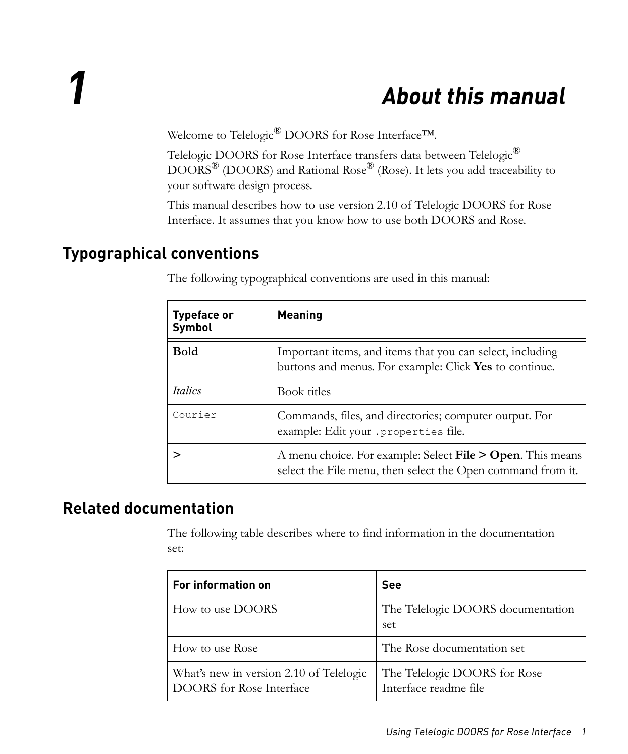# 1 About this manual

Welcome to Telelogic® DOORS for Rose Interface™.

Telelogic DOORS for Rose Interface transfers data between Telelogic® DOORS® (DOORS) and Rational Rose® (Rose). It lets you add traceability to your software design process.

This manual describes how to use version 2.10 of Telelogic DOORS for Rose Interface. It assumes that you know how to use both DOORS and Rose.

## Typographical conventions

The following typographical conventions are used in this manual:

| Typeface or Symbol | Meaning |
|---|---|
| **Bold** | Important items, and items that you can select, including buttons and menus. For example: Click **Yes** to continue. |
| *Italics* | Book titles |
| `Courier` | Commands, files, and directories; computer output. For example: Edit your `.properties` file. |
| > | A menu choice. For example: Select **File > Open**. This means select the File menu, then select the Open command from it. |

## Related documentation

The following table describes where to find information in the documentation set:

| For information on | See |
|---|---|
| How to use DOORS | The Telelogic DOORS documentation set |
| How to use Rose | The Rose documentation set |
| What's new in version 2.10 of Telelogic DOORS for Rose Interface | The Telelogic DOORS for Rose Interface readme file |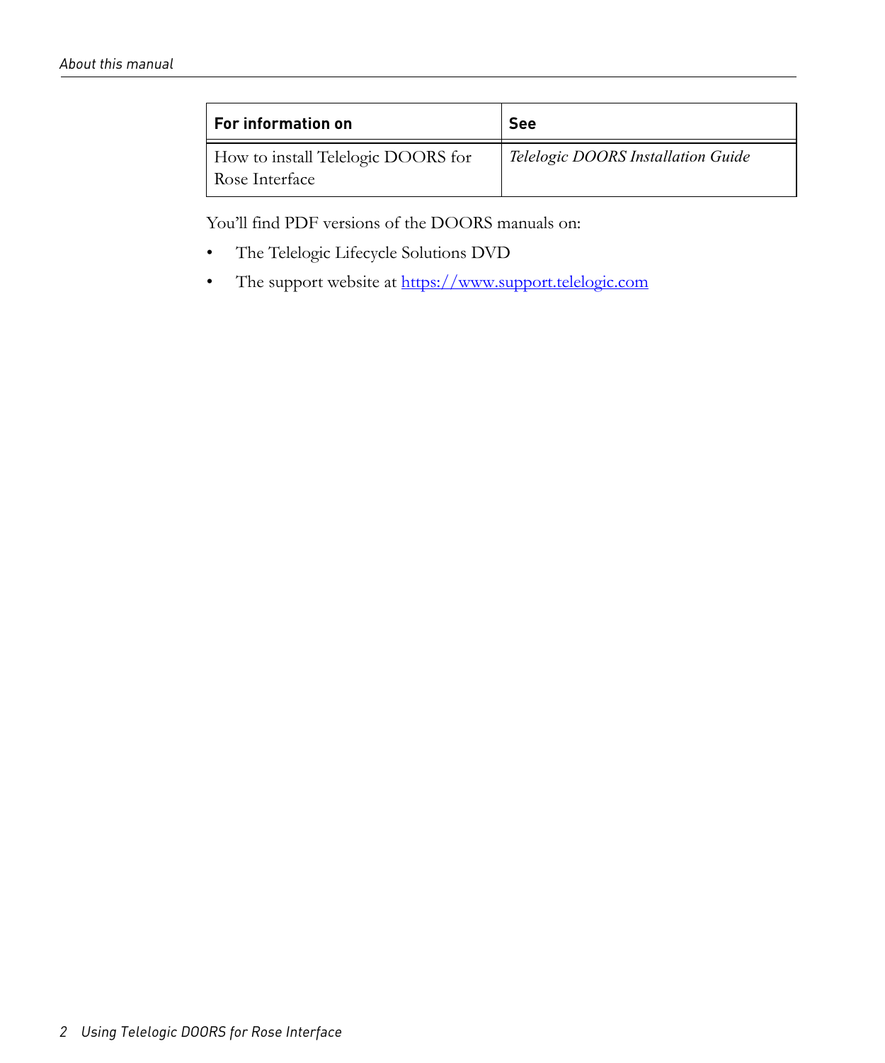| For information on | See |
| --- | --- |
| How to install Telelogic DOORS for Rose Interface | *Telelogic DOORS Installation Guide* |

You'll find PDF versions of the DOORS manuals on:

- The Telelogic Lifecycle Solutions DVD
- The support website at [https://www.support.telelogic.com](https://www.support.telelogic.com)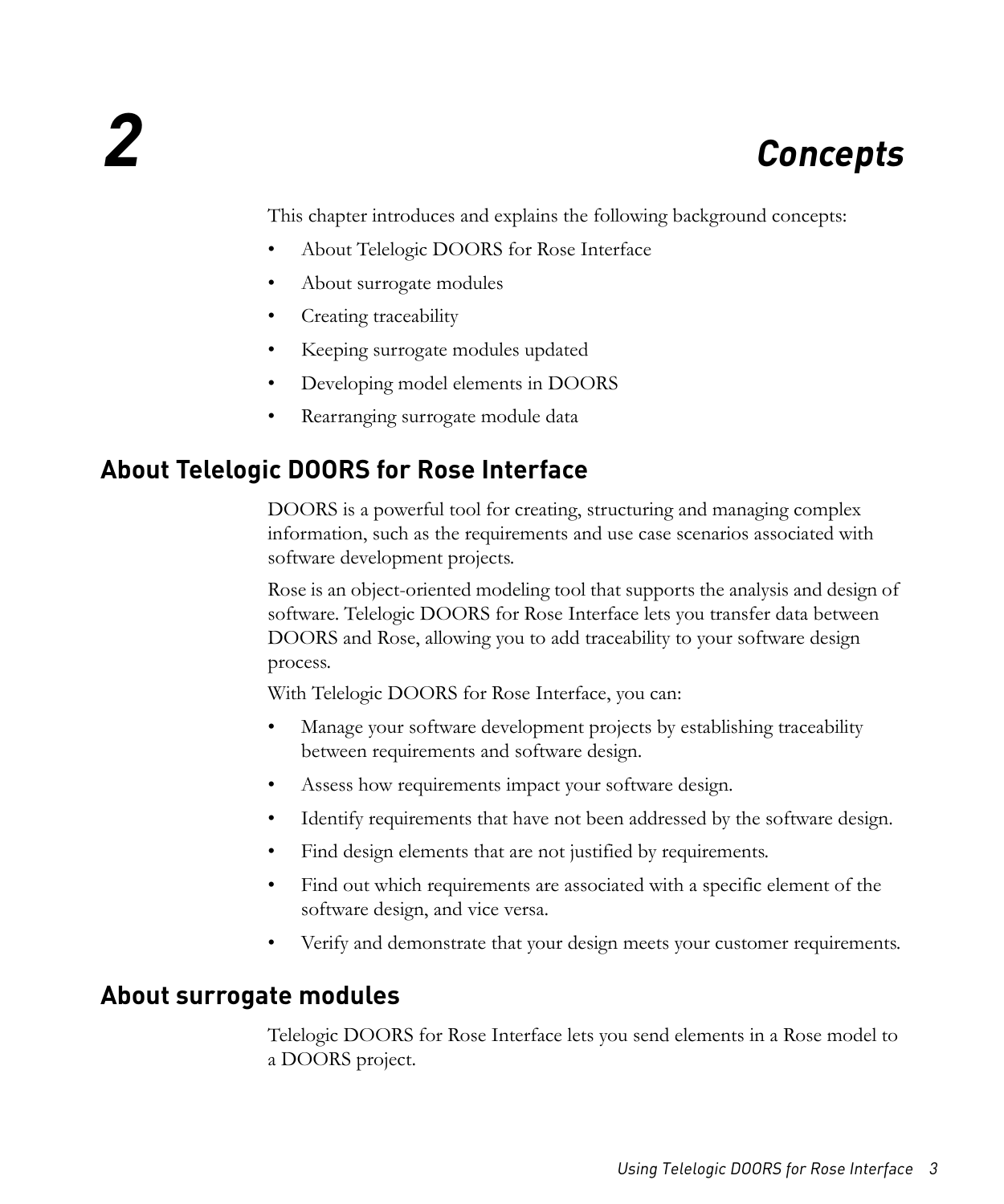# 2 Concepts

This chapter introduces and explains the following background concepts:

- About Telelogic DOORS for Rose Interface
- About surrogate modules
- Creating traceability
- Keeping surrogate modules updated
- Developing model elements in DOORS
- Rearranging surrogate module data

## About Telelogic DOORS for Rose Interface

DOORS is a powerful tool for creating, structuring and managing complex information, such as the requirements and use case scenarios associated with software development projects.

Rose is an object-oriented modeling tool that supports the analysis and design of software. Telelogic DOORS for Rose Interface lets you transfer data between DOORS and Rose, allowing you to add traceability to your software design process.

With Telelogic DOORS for Rose Interface, you can:

- Manage your software development projects by establishing traceability between requirements and software design.
- Assess how requirements impact your software design.
- Identify requirements that have not been addressed by the software design.
- Find design elements that are not justified by requirements.
- Find out which requirements are associated with a specific element of the software design, and vice versa.
- Verify and demonstrate that your design meets your customer requirements.

## About surrogate modules

Telelogic DOORS for Rose Interface lets you send elements in a Rose model to a DOORS project.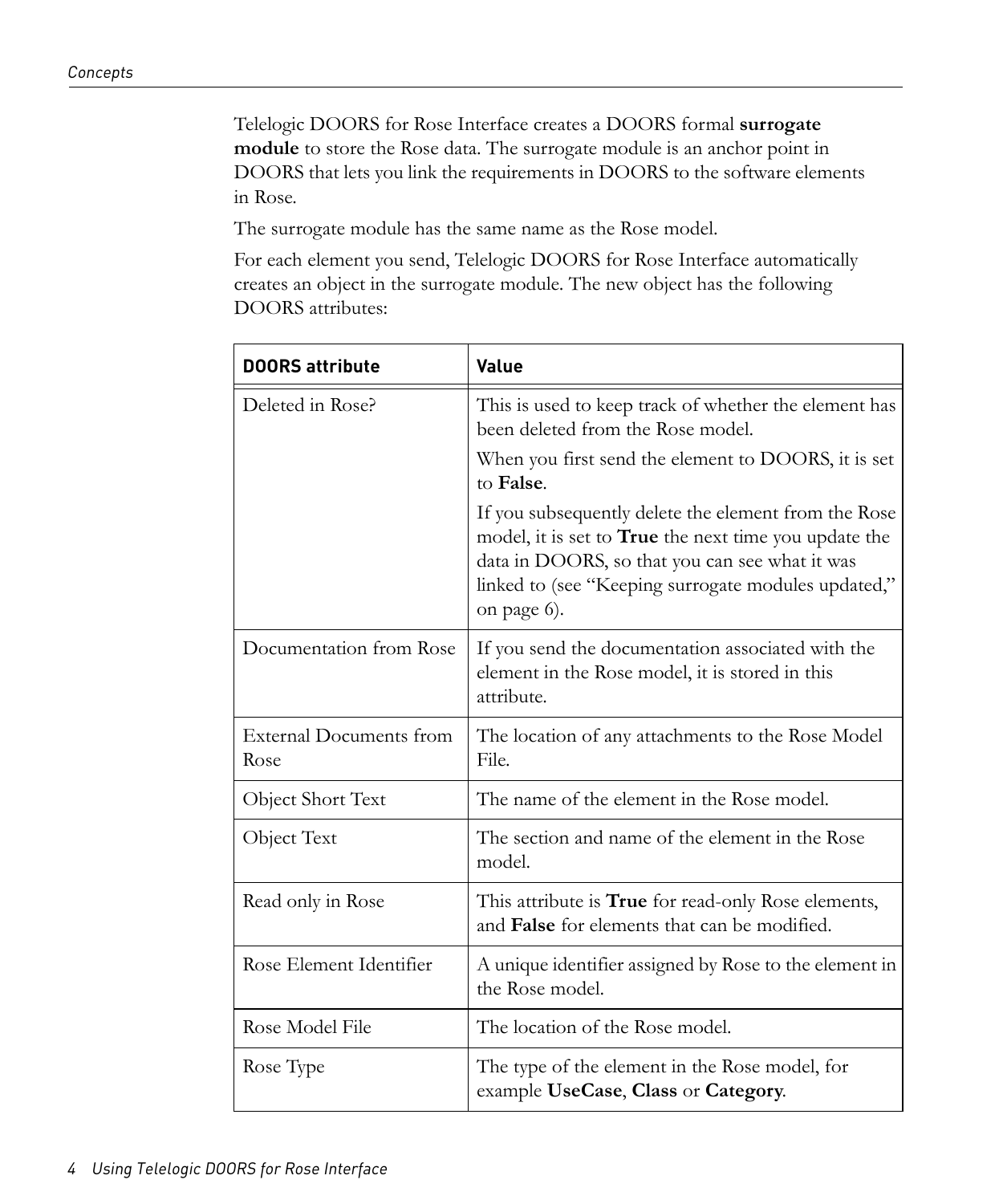Telelogic DOORS for Rose Interface creates a DOORS formal **surrogate module** to store the Rose data. The surrogate module is an anchor point in DOORS that lets you link the requirements in DOORS to the software elements in Rose.

The surrogate module has the same name as the Rose model.

For each element you send, Telelogic DOORS for Rose Interface automatically creates an object in the surrogate module. The new object has the following DOORS attributes:

| DOORS attribute | Value |
|---|---|
| Deleted in Rose? | This is used to keep track of whether the element has been deleted from the Rose model.<br><br>When you first send the element to DOORS, it is set to **False**.<br><br>If you subsequently delete the element from the Rose model, it is set to **True** the next time you update the data in DOORS, so that you can see what it was linked to (see "Keeping surrogate modules updated," on page 6). |
| Documentation from Rose | If you send the documentation associated with the element in the Rose model, it is stored in this attribute. |
| External Documents from Rose | The location of any attachments to the Rose Model File. |
| Object Short Text | The name of the element in the Rose model. |
| Object Text | The section and name of the element in the Rose model. |
| Read only in Rose | This attribute is **True** for read-only Rose elements, and **False** for elements that can be modified. |
| Rose Element Identifier | A unique identifier assigned by Rose to the element in the Rose model. |
| Rose Model File | The location of the Rose model. |
| Rose Type | The type of the element in the Rose model, for example **UseCase**, **Class** or **Category**. |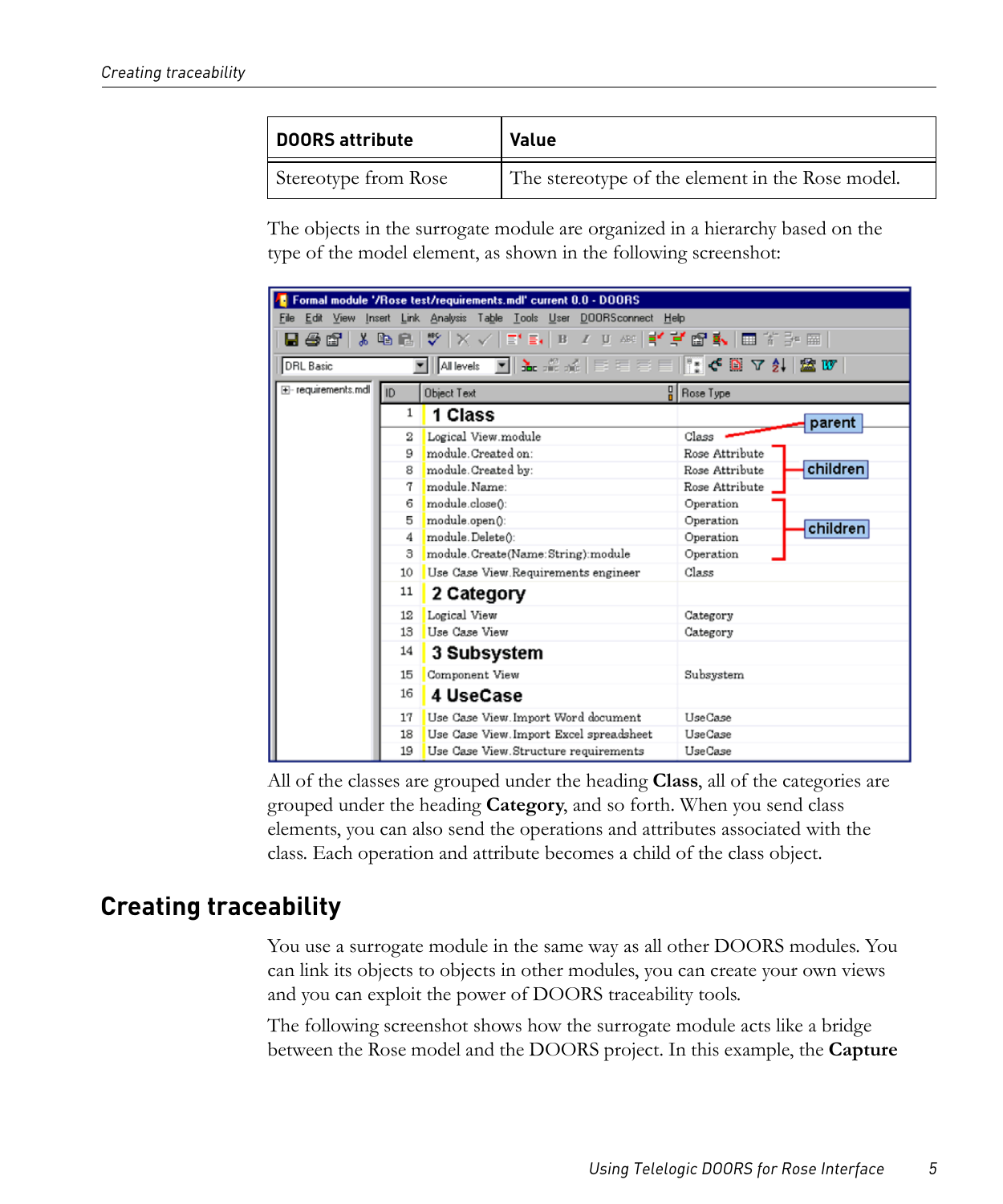| DOORS attribute | Value |
| --- | --- |
| Stereotype from Rose | The stereotype of the element in the Rose model. |

The objects in the surrogate module are organized in a hierarchy based on the type of the model element, as shown in the following screenshot:

All of the classes are grouped under the heading **Class**, all of the categories are grouped under the heading **Category**, and so forth. When you send class elements, you can also send the operations and attributes associated with the class. Each operation and attribute becomes a child of the class object.

## Creating traceability

You use a surrogate module in the same way as all other DOORS modules. You can link its objects to objects in other modules, you can create your own views and you can exploit the power of DOORS traceability tools.

The following screenshot shows how the surrogate module acts like a bridge between the Rose model and the DOORS project. In this example, the **Capture**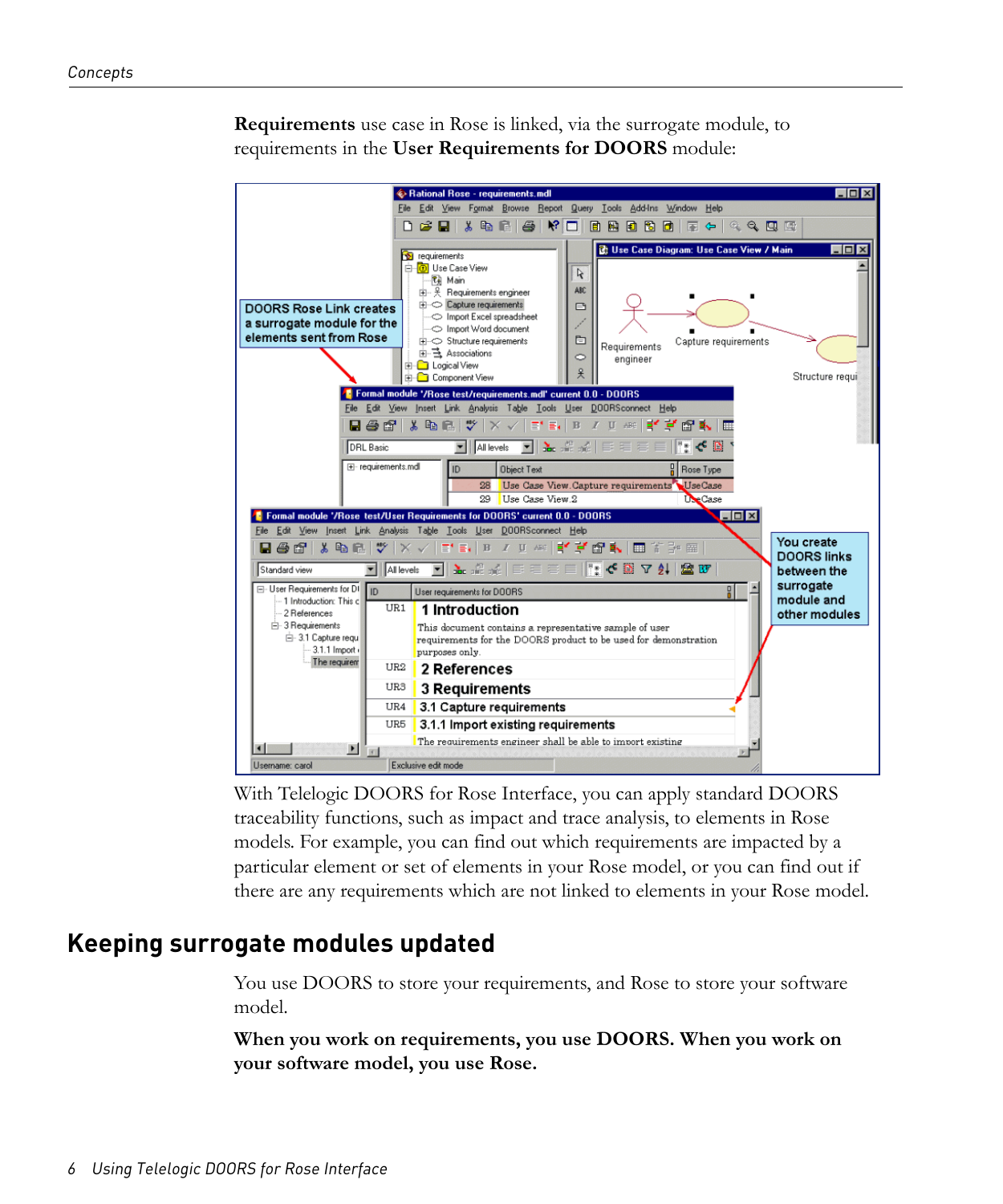**Requirements** use case in Rose is linked, via the surrogate module, to requirements in the **User Requirements for DOORS** module:

With Telelogic DOORS for Rose Interface, you can apply standard DOORS traceability functions, such as impact and trace analysis, to elements in Rose models. For example, you can find out which requirements are impacted by a particular element or set of elements in your Rose model, or you can find out if there are any requirements which are not linked to elements in your Rose model.

## Keeping surrogate modules updated

You use DOORS to store your requirements, and Rose to store your software model.

**When you work on requirements, you use DOORS. When you work on your software model, you use Rose.**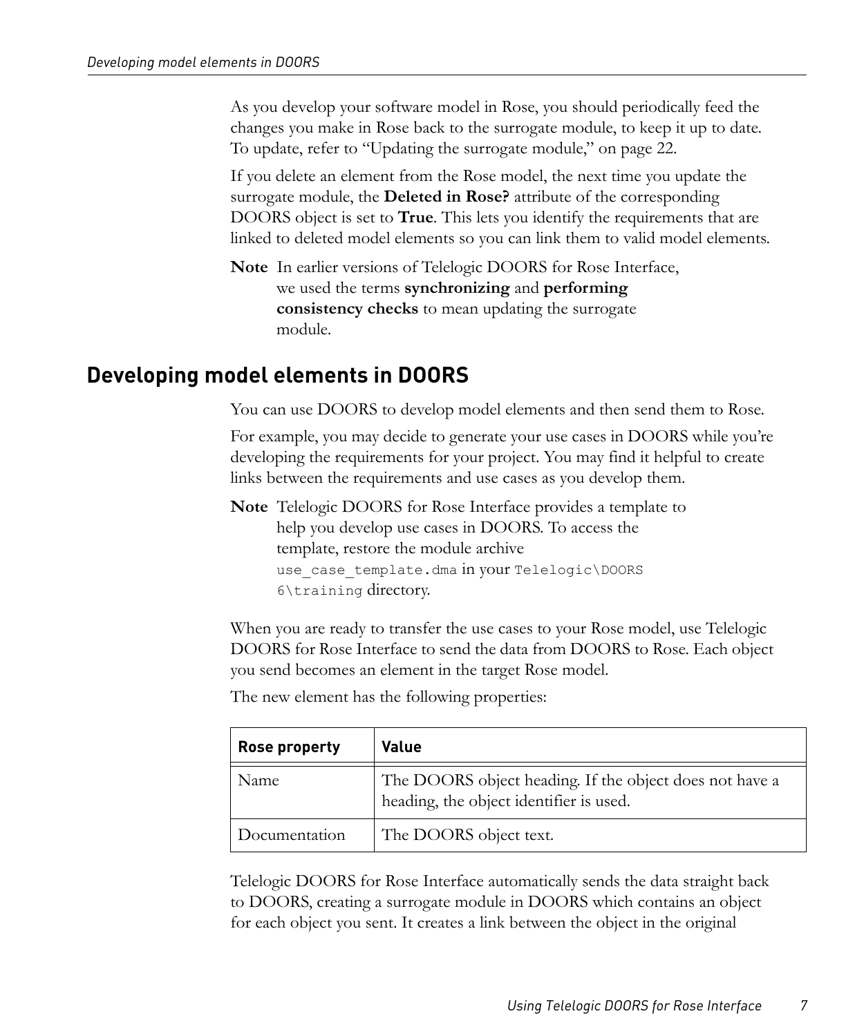As you develop your software model in Rose, you should periodically feed the changes you make in Rose back to the surrogate module, to keep it up to date. To update, refer to “Updating the surrogate module,” on page 22.

If you delete an element from the Rose model, the next time you update the surrogate module, the **Deleted in Rose?** attribute of the corresponding DOORS object is set to **True**. This lets you identify the requirements that are linked to deleted model elements so you can link them to valid model elements.

**Note** In earlier versions of Telelogic DOORS for Rose Interface, we used the terms **synchronizing** and **performing consistency checks** to mean updating the surrogate module.

## Developing model elements in DOORS

You can use DOORS to develop model elements and then send them to Rose.

For example, you may decide to generate your use cases in DOORS while you’re developing the requirements for your project. You may find it helpful to create links between the requirements and use cases as you develop them.

**Note** Telelogic DOORS for Rose Interface provides a template to help you develop use cases in DOORS. To access the template, restore the module archive `use_case_template.dma` in your `Telelogic\DOORS 6\training` directory.

When you are ready to transfer the use cases to your Rose model, use Telelogic DOORS for Rose Interface to send the data from DOORS to Rose. Each object you send becomes an element in the target Rose model.

The new element has the following properties:

| Rose property | Value |
|---|---|
| Name | The DOORS object heading. If the object does not have a heading, the object identifier is used. |
| Documentation | The DOORS object text. |

Telelogic DOORS for Rose Interface automatically sends the data straight back to DOORS, creating a surrogate module in DOORS which contains an object for each object you sent. It creates a link between the object in the original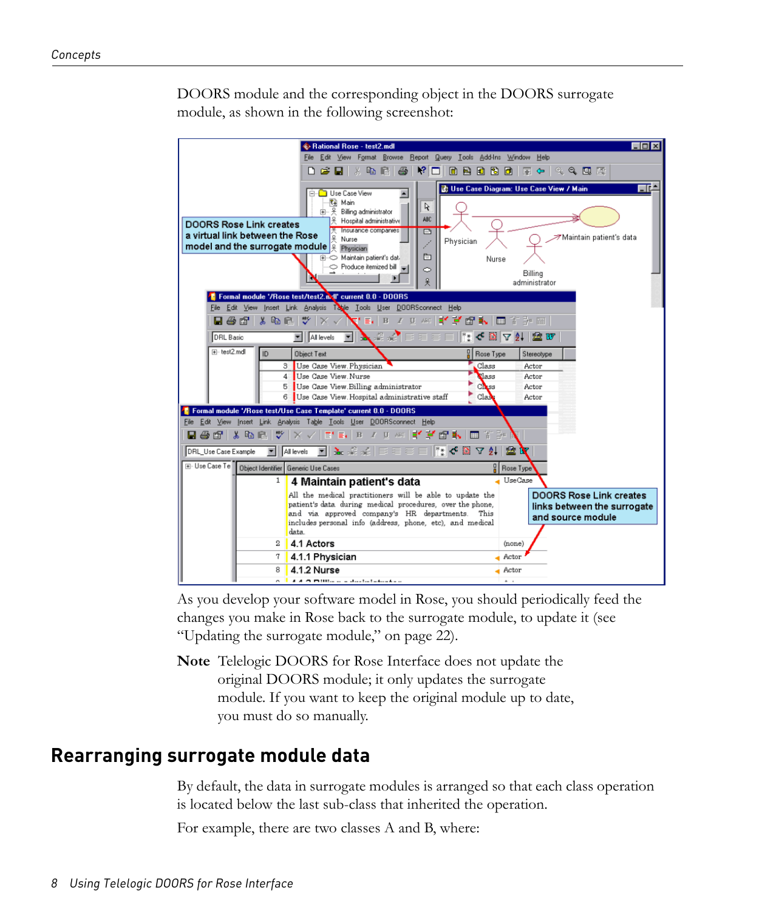DOORS module and the corresponding object in the DOORS surrogate module, as shown in the following screenshot:

As you develop your software model in Rose, you should periodically feed the changes you make in Rose back to the surrogate module, to update it (see "Updating the surrogate module," on page 22).

**Note** Telelogic DOORS for Rose Interface does not update the original DOORS module; it only updates the surrogate module. If you want to keep the original module up to date, you must do so manually.

## Rearranging surrogate module data

By default, the data in surrogate modules is arranged so that each class operation is located below the last sub-class that inherited the operation.

For example, there are two classes A and B, where: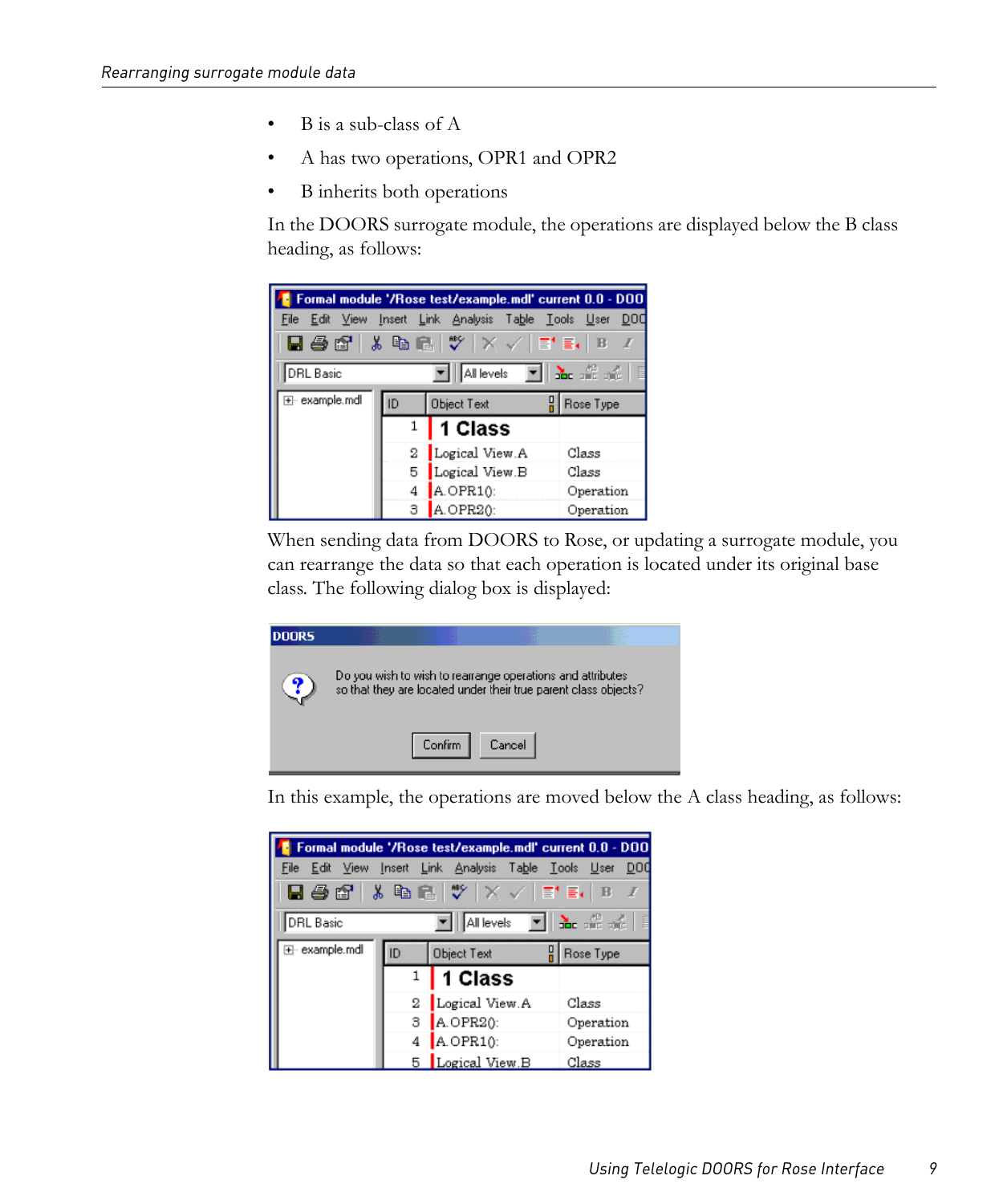- B is a sub-class of A
- A has two operations, OPR1 and OPR2
- B inherits both operations

In the DOORS surrogate module, the operations are displayed below the B class heading, as follows:

When sending data from DOORS to Rose, or updating a surrogate module, you can rearrange the data so that each operation is located under its original base class. The following dialog box is displayed:

In this example, the operations are moved below the A class heading, as follows: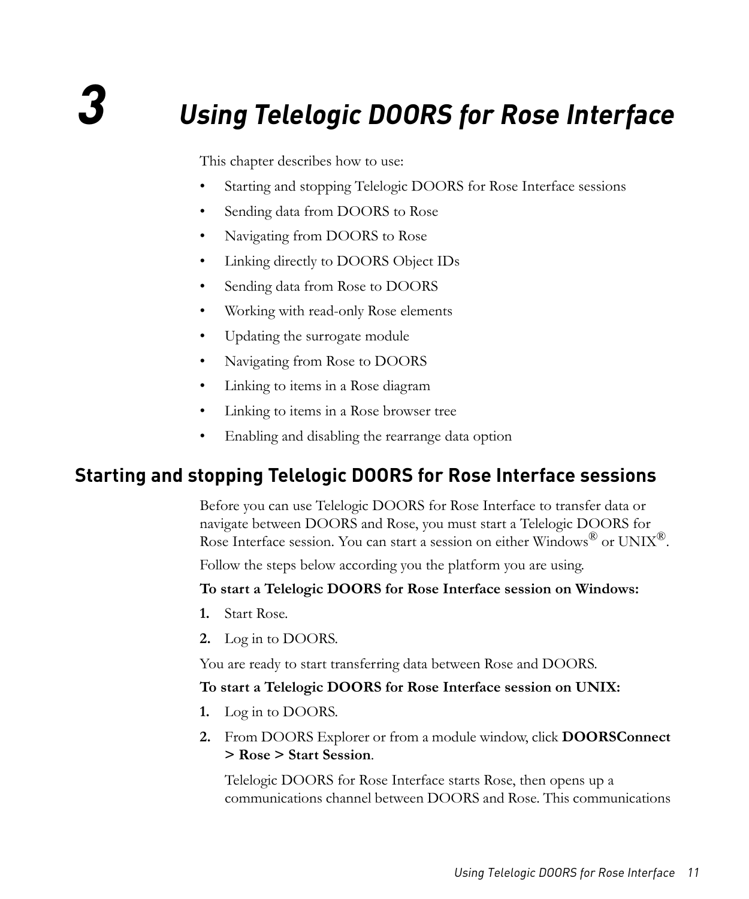# 3 Using Telelogic DOORS for Rose Interface

This chapter describes how to use:

- Starting and stopping Telelogic DOORS for Rose Interface sessions
- Sending data from DOORS to Rose
- Navigating from DOORS to Rose
- Linking directly to DOORS Object IDs
- Sending data from Rose to DOORS
- Working with read-only Rose elements
- Updating the surrogate module
- Navigating from Rose to DOORS
- Linking to items in a Rose diagram
- Linking to items in a Rose browser tree
- Enabling and disabling the rearrange data option

## Starting and stopping Telelogic DOORS for Rose Interface sessions

Before you can use Telelogic DOORS for Rose Interface to transfer data or navigate between DOORS and Rose, you must start a Telelogic DOORS for Rose Interface session. You can start a session on either Windows® or UNIX®.

Follow the steps below according you the platform you are using.

**To start a Telelogic DOORS for Rose Interface session on Windows:**

1. Start Rose.
2. Log in to DOORS.

You are ready to start transferring data between Rose and DOORS.

**To start a Telelogic DOORS for Rose Interface session on UNIX:**

1. Log in to DOORS.
2. From DOORS Explorer or from a module window, click **DOORSConnect > Rose > Start Session**.

   Telelogic DOORS for Rose Interface starts Rose, then opens up a communications channel between DOORS and Rose. This communications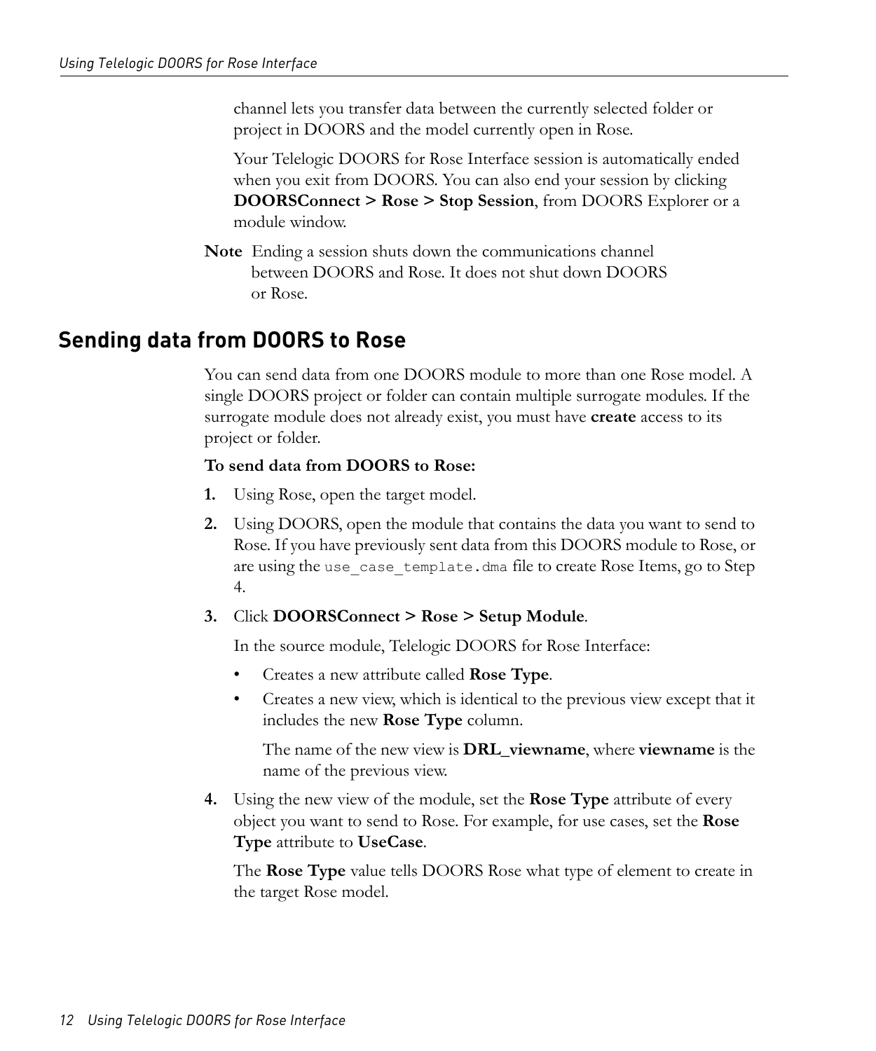channel lets you transfer data between the currently selected folder or project in DOORS and the model currently open in Rose.

Your Telelogic DOORS for Rose Interface session is automatically ended when you exit from DOORS. You can also end your session by clicking **DOORSConnect > Rose > Stop Session**, from DOORS Explorer or a module window.

**Note** Ending a session shuts down the communications channel between DOORS and Rose. It does not shut down DOORS or Rose.

## Sending data from DOORS to Rose

You can send data from one DOORS module to more than one Rose model. A single DOORS project or folder can contain multiple surrogate modules. If the surrogate module does not already exist, you must have **create** access to its project or folder.

**To send data from DOORS to Rose:**

1. Using Rose, open the target model.
2. Using DOORS, open the module that contains the data you want to send to Rose. If you have previously sent data from this DOORS module to Rose, or are using the `use_case_template.dma` file to create Rose Items, go to Step 4.
3. Click **DOORSConnect > Rose > Setup Module**.

   In the source module, Telelogic DOORS for Rose Interface:

   - Creates a new attribute called **Rose Type**.
   - Creates a new view, which is identical to the previous view except that it includes the new **Rose Type** column.

     The name of the new view is **DRL_viewname**, where **viewname** is the name of the previous view.

4. Using the new view of the module, set the **Rose Type** attribute of every object you want to send to Rose. For example, for use cases, set the **Rose Type** attribute to **UseCase**.

   The **Rose Type** value tells DOORS Rose what type of element to create in the target Rose model.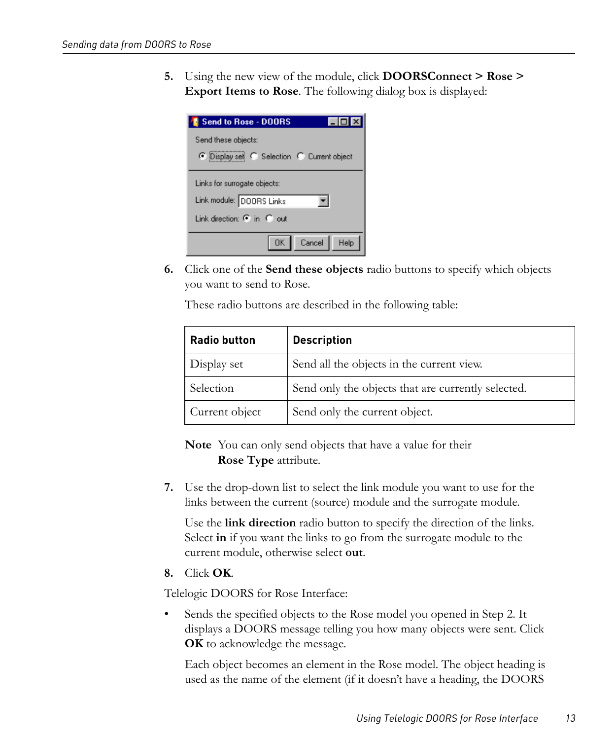5. Using the new view of the module, click **DOORSConnect > Rose > Export Items to Rose**. The following dialog box is displayed:

6. Click one of the **Send these objects** radio buttons to specify which objects you want to send to Rose.

   These radio buttons are described in the following table:

   | Radio button | Description |
   |---|---|
   | Display set | Send all the objects in the current view. |
   | Selection | Send only the objects that are currently selected. |
   | Current object | Send only the current object. |

   **Note** You can only send objects that have a value for their **Rose Type** attribute.

7. Use the drop-down list to select the link module you want to use for the links between the current (source) module and the surrogate module.

   Use the **link direction** radio button to specify the direction of the links. Select **in** if you want the links to go from the surrogate module to the current module, otherwise select **out**.

8. Click **OK**.

Telelogic DOORS for Rose Interface:

- Sends the specified objects to the Rose model you opened in Step 2. It displays a DOORS message telling you how many objects were sent. Click **OK** to acknowledge the message.

  Each object becomes an element in the Rose model. The object heading is used as the name of the element (if it doesn't have a heading, the DOORS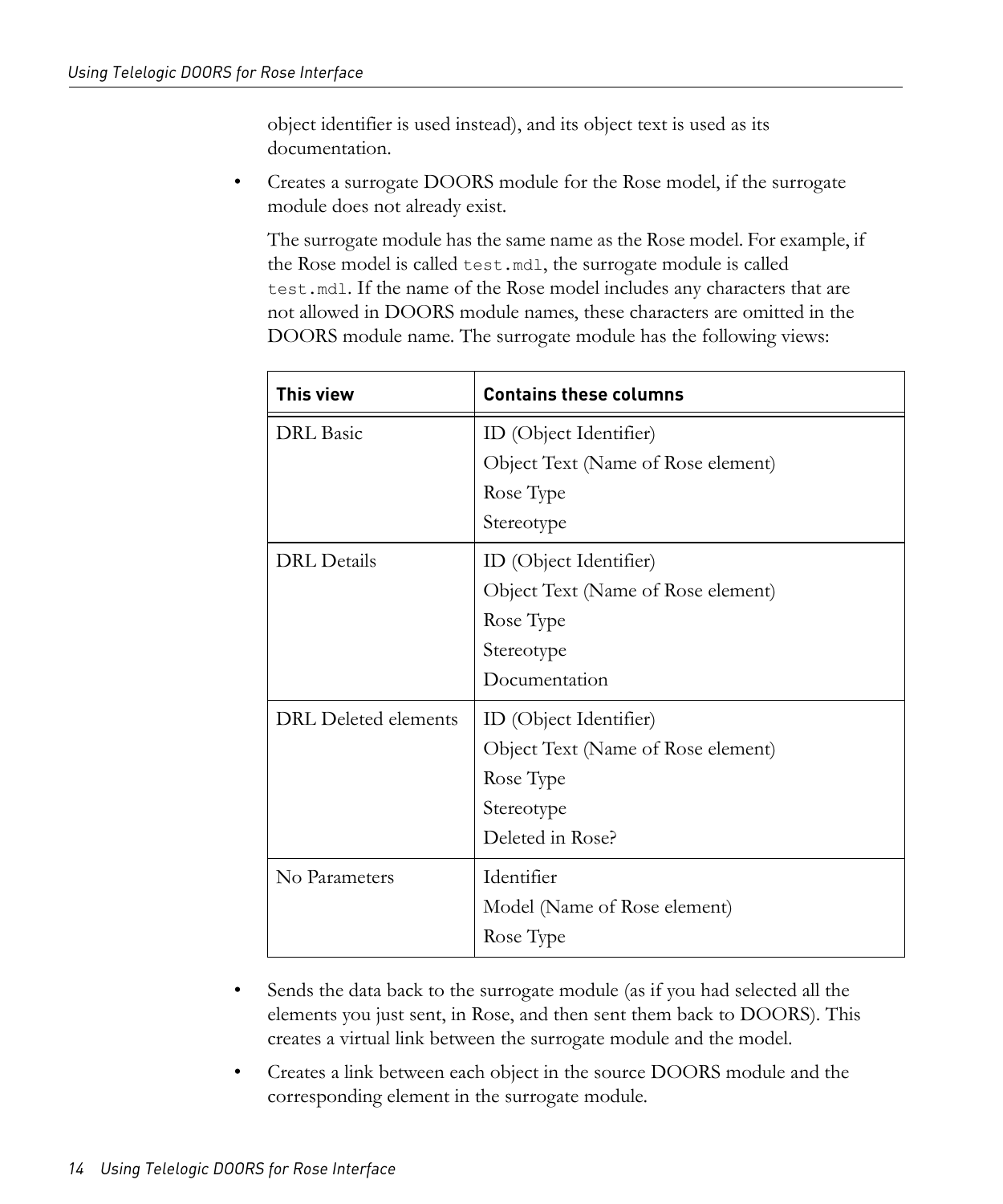object identifier is used instead), and its object text is used as its documentation.

- Creates a surrogate DOORS module for the Rose model, if the surrogate module does not already exist.

  The surrogate module has the same name as the Rose model. For example, if the Rose model is called `test.mdl`, the surrogate module is called `test.mdl`. If the name of the Rose model includes any characters that are not allowed in DOORS module names, these characters are omitted in the DOORS module name. The surrogate module has the following views:

| This view | Contains these columns |
|---|---|
| DRL Basic | ID (Object Identifier)<br>Object Text (Name of Rose element)<br>Rose Type<br>Stereotype |
| DRL Details | ID (Object Identifier)<br>Object Text (Name of Rose element)<br>Rose Type<br>Stereotype<br>Documentation |
| DRL Deleted elements | ID (Object Identifier)<br>Object Text (Name of Rose element)<br>Rose Type<br>Stereotype<br>Deleted in Rose? |
| No Parameters | Identifier<br>Model (Name of Rose element)<br>Rose Type |

- Sends the data back to the surrogate module (as if you had selected all the elements you just sent, in Rose, and then sent them back to DOORS). This creates a virtual link between the surrogate module and the model.
- Creates a link between each object in the source DOORS module and the corresponding element in the surrogate module.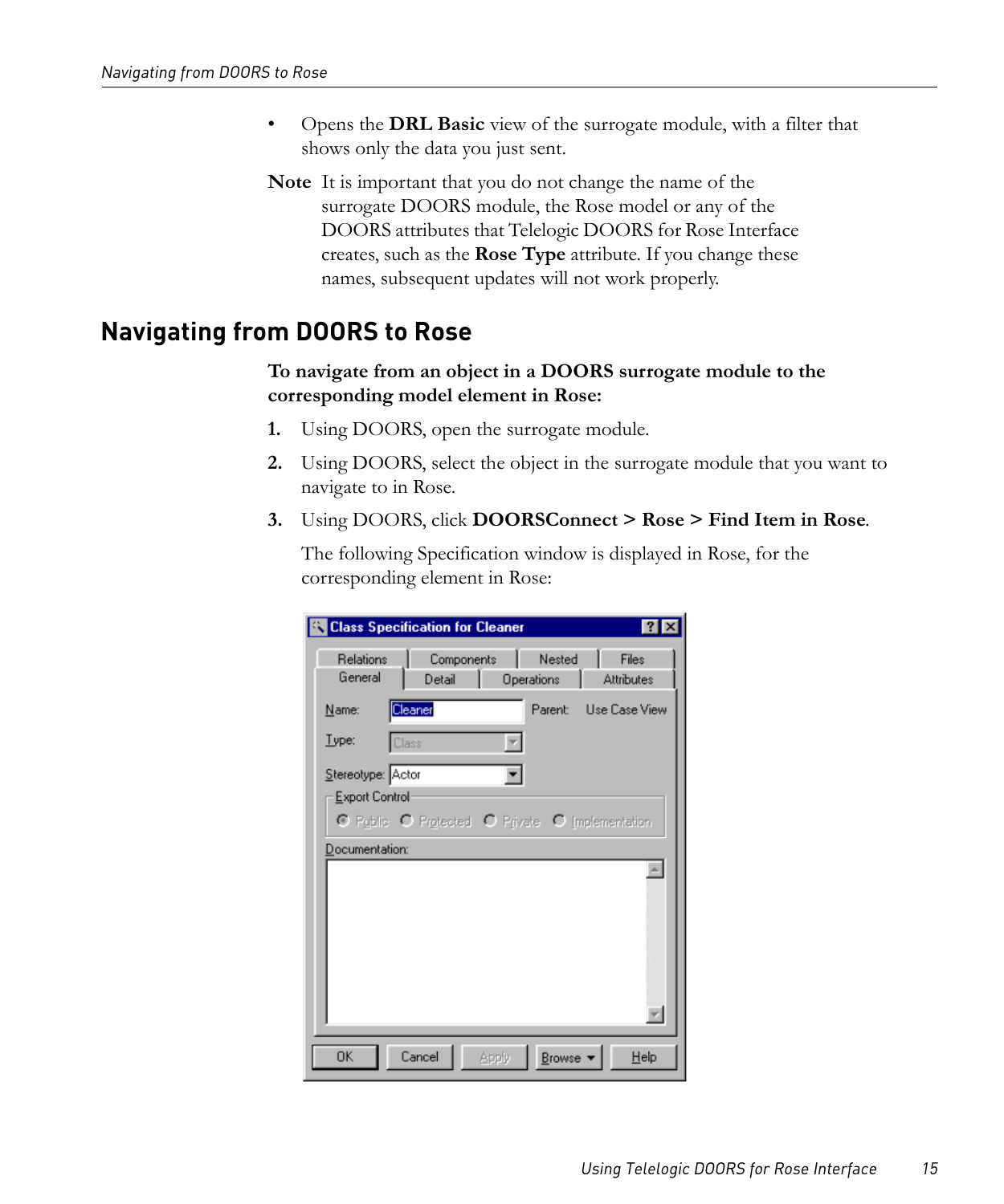- Opens the **DRL Basic** view of the surrogate module, with a filter that shows only the data you just sent.

**Note** It is important that you do not change the name of the surrogate DOORS module, the Rose model or any of the DOORS attributes that Telelogic DOORS for Rose Interface creates, such as the **Rose Type** attribute. If you change these names, subsequent updates will not work properly.

## Navigating from DOORS to Rose

**To navigate from an object in a DOORS surrogate module to the corresponding model element in Rose:**

1. Using DOORS, open the surrogate module.
2. Using DOORS, select the object in the surrogate module that you want to navigate to in Rose.
3. Using DOORS, click **DOORSConnect > Rose > Find Item in Rose**.

   The following Specification window is displayed in Rose, for the corresponding element in Rose: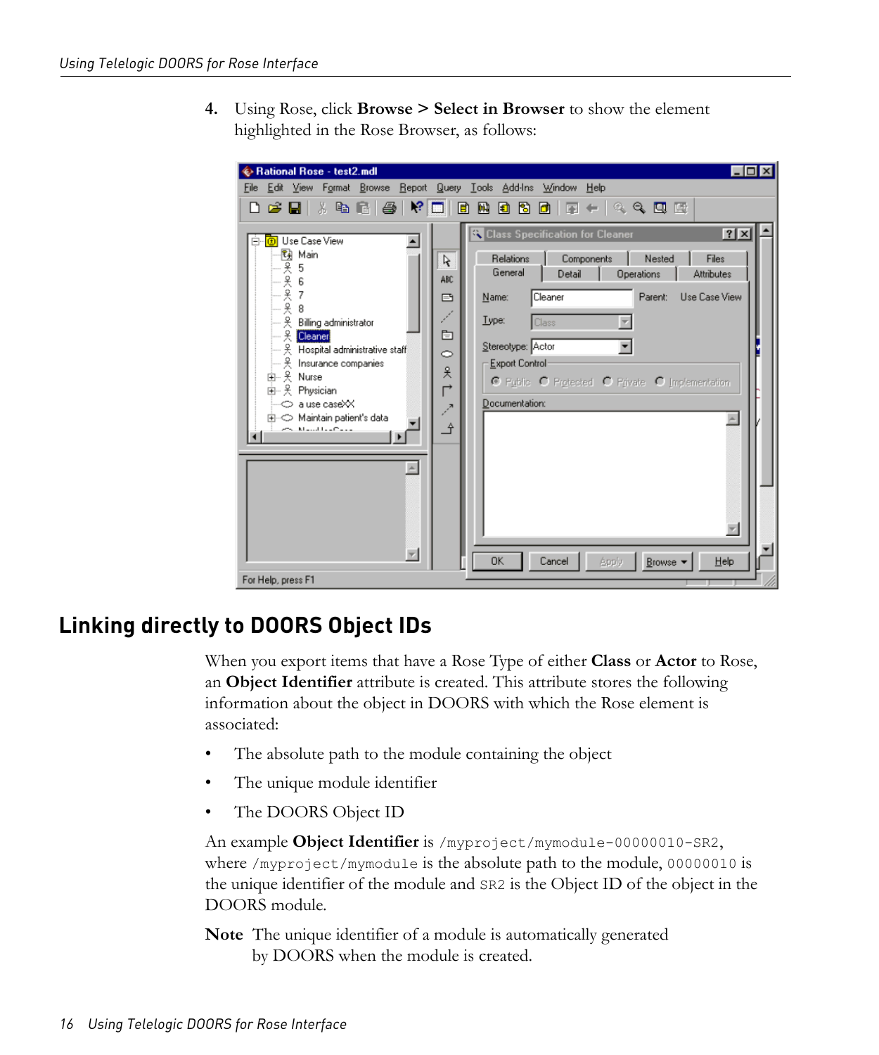4. Using Rose, click **Browse > Select in Browser** to show the element highlighted in the Rose Browser, as follows:

## Linking directly to DOORS Object IDs

When you export items that have a Rose Type of either **Class** or **Actor** to Rose, an **Object Identifier** attribute is created. This attribute stores the following information about the object in DOORS with which the Rose element is associated:

- The absolute path to the module containing the object
- The unique module identifier
- The DOORS Object ID

An example **Object Identifier** is `/myproject/mymodule-00000010-SR2`, where `/myproject/mymodule` is the absolute path to the module, `00000010` is the unique identifier of the module and `SR2` is the Object ID of the object in the DOORS module.

**Note** The unique identifier of a module is automatically generated by DOORS when the module is created.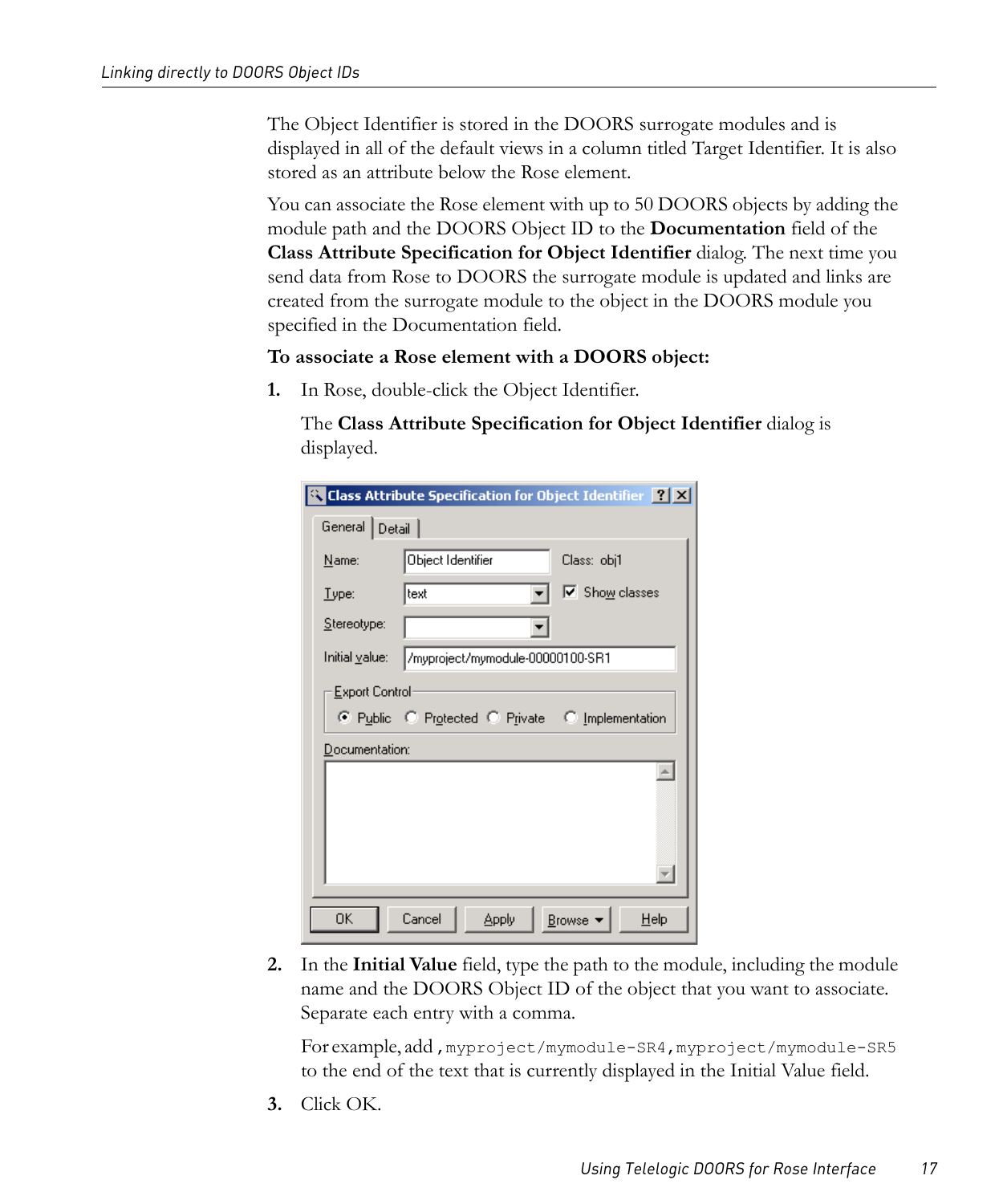The Object Identifier is stored in the DOORS surrogate modules and is displayed in all of the default views in a column titled Target Identifier. It is also stored as an attribute below the Rose element.

You can associate the Rose element with up to 50 DOORS objects by adding the module path and the DOORS Object ID to the **Documentation** field of the **Class Attribute Specification for Object Identifier** dialog. The next time you send data from Rose to DOORS the surrogate module is updated and links are created from the surrogate module to the object in the DOORS module you specified in the Documentation field.

**To associate a Rose element with a DOORS object:**

1. In Rose, double-click the Object Identifier.

   The **Class Attribute Specification for Object Identifier** dialog is displayed.

2. In the **Initial Value** field, type the path to the module, including the module name and the DOORS Object ID of the object that you want to associate. Separate each entry with a comma.

   For example, add `,myproject/mymodule-SR4,myproject/mymodule-SR5` to the end of the text that is currently displayed in the Initial Value field.

3. Click OK.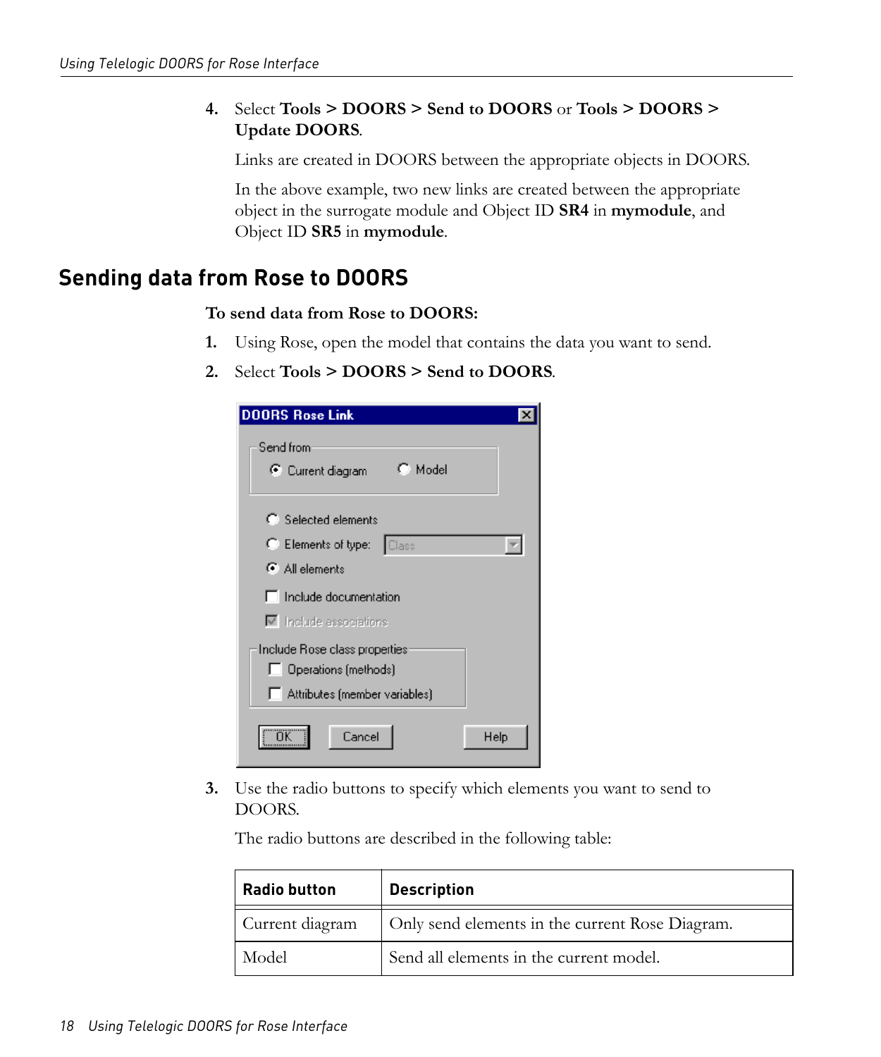4. Select **Tools > DOORS > Send to DOORS** or **Tools > DOORS > Update DOORS**.

   Links are created in DOORS between the appropriate objects in DOORS.

   In the above example, two new links are created between the appropriate object in the surrogate module and Object ID **SR4** in **mymodule**, and Object ID **SR5** in **mymodule**.

## Sending data from Rose to DOORS

**To send data from Rose to DOORS:**

1. Using Rose, open the model that contains the data you want to send.
2. Select **Tools > DOORS > Send to DOORS**.
3. Use the radio buttons to specify which elements you want to send to DOORS.

   The radio buttons are described in the following table:

| Radio button | Description |
| --- | --- |
| Current diagram | Only send elements in the current Rose Diagram. |
| Model | Send all elements in the current model. |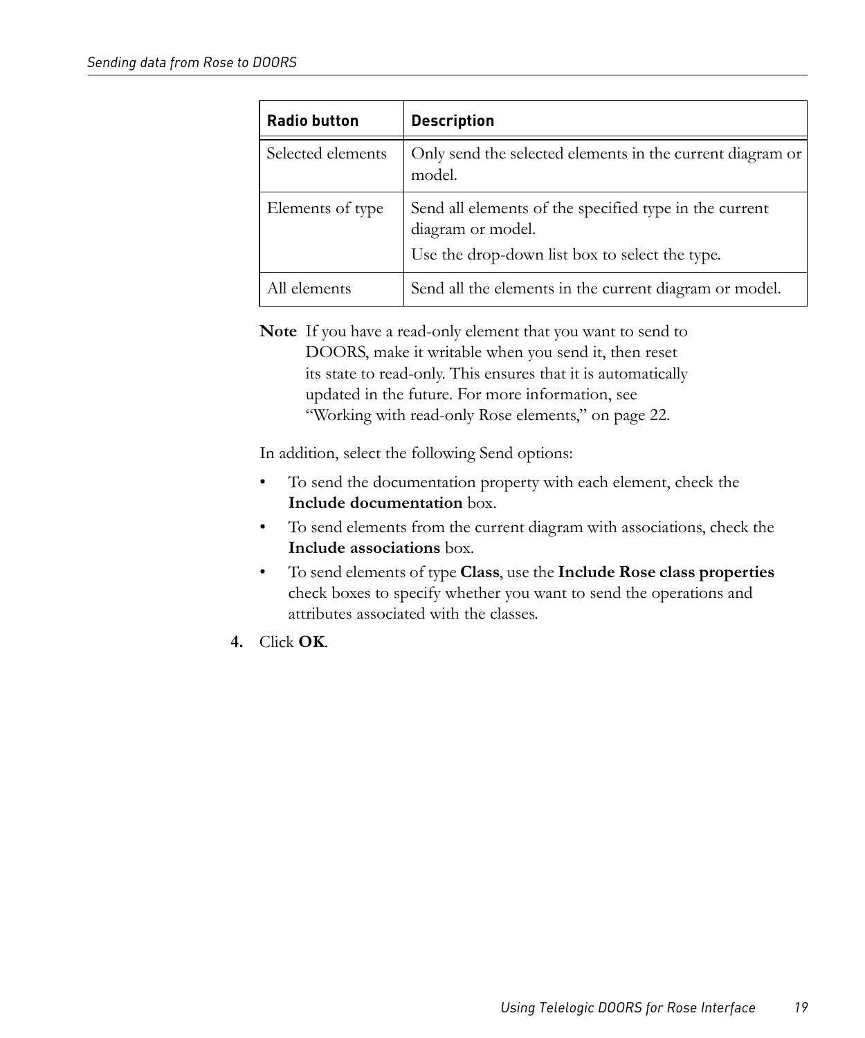| Radio button | Description |
|---|---|
| Selected elements | Only send the selected elements in the current diagram or model. |
| Elements of type | Send all elements of the specified type in the current diagram or model.<br>Use the drop-down list box to select the type. |
| All elements | Send all the elements in the current diagram or model. |

**Note** If you have a read-only element that you want to send to DOORS, make it writable when you send it, then reset its state to read-only. This ensures that it is automatically updated in the future. For more information, see "Working with read-only Rose elements," on page 22.

In addition, select the following Send options:

- To send the documentation property with each element, check the **Include documentation** box.
- To send elements from the current diagram with associations, check the **Include associations** box.
- To send elements of type **Class**, use the **Include Rose class properties** check boxes to specify whether you want to send the operations and attributes associated with the classes.

**4.** Click **OK**.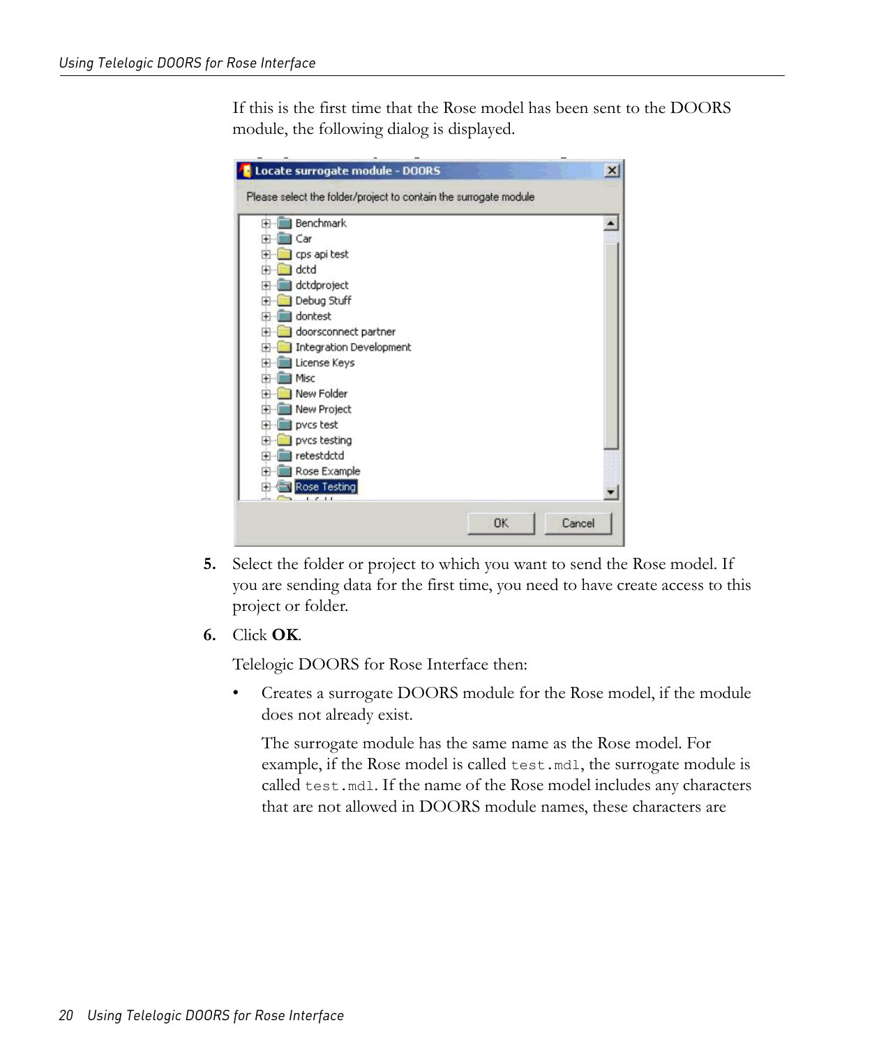If this is the first time that the Rose model has been sent to the DOORS module, the following dialog is displayed.

5. Select the folder or project to which you want to send the Rose model. If you are sending data for the first time, you need to have create access to this project or folder.
6. Click **OK**.

   Telelogic DOORS for Rose Interface then:

   - Creates a surrogate DOORS module for the Rose model, if the module does not already exist.

     The surrogate module has the same name as the Rose model. For example, if the Rose model is called `test.mdl`, the surrogate module is called `test.mdl`. If the name of the Rose model includes any characters that are not allowed in DOORS module names, these characters are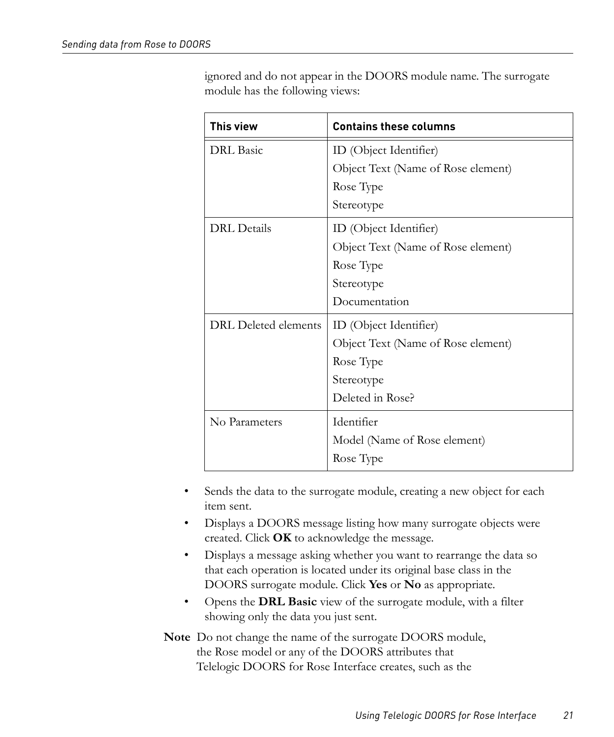ignored and do not appear in the DOORS module name. The surrogate module has the following views:

| This view | Contains these columns |
|---|---|
| DRL Basic | ID (Object Identifier)<br>Object Text (Name of Rose element)<br>Rose Type<br>Stereotype |
| DRL Details | ID (Object Identifier)<br>Object Text (Name of Rose element)<br>Rose Type<br>Stereotype<br>Documentation |
| DRL Deleted elements | ID (Object Identifier)<br>Object Text (Name of Rose element)<br>Rose Type<br>Stereotype<br>Deleted in Rose? |
| No Parameters | Identifier<br>Model (Name of Rose element)<br>Rose Type |

- Sends the data to the surrogate module, creating a new object for each item sent.
- Displays a DOORS message listing how many surrogate objects were created. Click **OK** to acknowledge the message.
- Displays a message asking whether you want to rearrange the data so that each operation is located under its original base class in the DOORS surrogate module. Click **Yes** or **No** as appropriate.
- Opens the **DRL Basic** view of the surrogate module, with a filter showing only the data you just sent.

**Note** Do not change the name of the surrogate DOORS module, the Rose model or any of the DOORS attributes that Telelogic DOORS for Rose Interface creates, such as the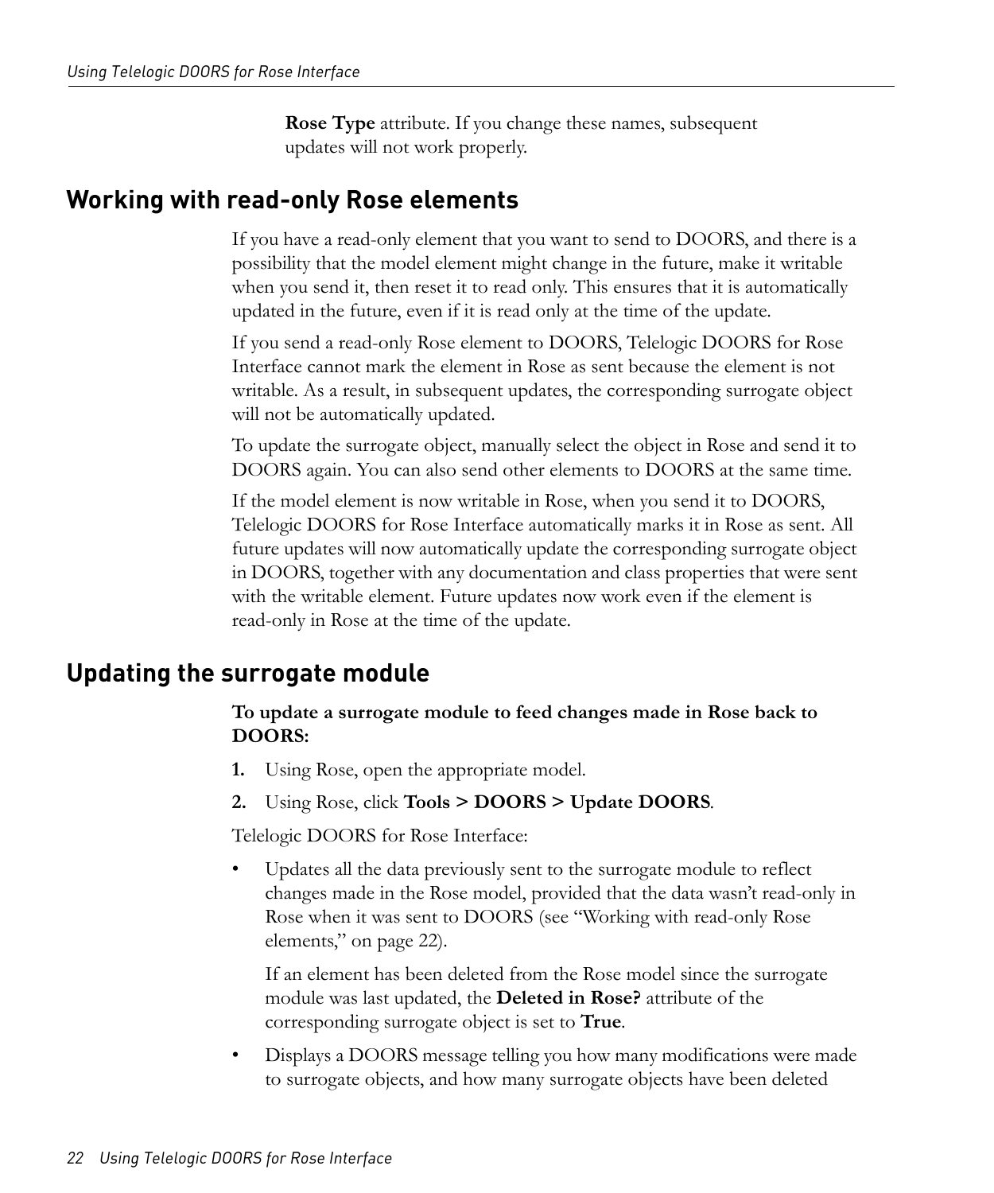**Rose Type** attribute. If you change these names, subsequent updates will not work properly.

## Working with read-only Rose elements

If you have a read-only element that you want to send to DOORS, and there is a possibility that the model element might change in the future, make it writable when you send it, then reset it to read only. This ensures that it is automatically updated in the future, even if it is read only at the time of the update.

If you send a read-only Rose element to DOORS, Telelogic DOORS for Rose Interface cannot mark the element in Rose as sent because the element is not writable. As a result, in subsequent updates, the corresponding surrogate object will not be automatically updated.

To update the surrogate object, manually select the object in Rose and send it to DOORS again. You can also send other elements to DOORS at the same time.

If the model element is now writable in Rose, when you send it to DOORS, Telelogic DOORS for Rose Interface automatically marks it in Rose as sent. All future updates will now automatically update the corresponding surrogate object in DOORS, together with any documentation and class properties that were sent with the writable element. Future updates now work even if the element is read-only in Rose at the time of the update.

## Updating the surrogate module

**To update a surrogate module to feed changes made in Rose back to DOORS:**

1. Using Rose, open the appropriate model.
2. Using Rose, click **Tools > DOORS > Update DOORS**.

Telelogic DOORS for Rose Interface:

- Updates all the data previously sent to the surrogate module to reflect changes made in the Rose model, provided that the data wasn't read-only in Rose when it was sent to DOORS (see "Working with read-only Rose elements," on page 22).

  If an element has been deleted from the Rose model since the surrogate module was last updated, the **Deleted in Rose?** attribute of the corresponding surrogate object is set to **True**.

- Displays a DOORS message telling you how many modifications were made to surrogate objects, and how many surrogate objects have been deleted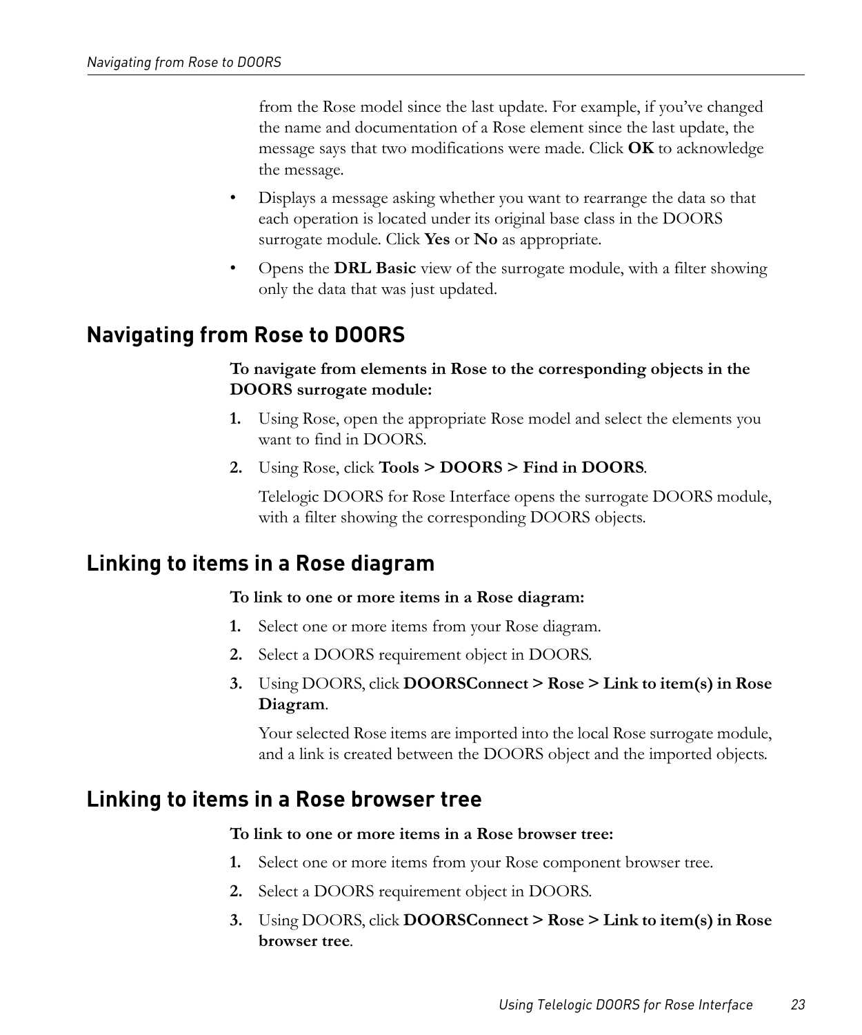from the Rose model since the last update. For example, if you've changed the name and documentation of a Rose element since the last update, the message says that two modifications were made. Click **OK** to acknowledge the message.

- Displays a message asking whether you want to rearrange the data so that each operation is located under its original base class in the DOORS surrogate module. Click **Yes** or **No** as appropriate.
- Opens the **DRL Basic** view of the surrogate module, with a filter showing only the data that was just updated.

## Navigating from Rose to DOORS

**To navigate from elements in Rose to the corresponding objects in the DOORS surrogate module:**

1. Using Rose, open the appropriate Rose model and select the elements you want to find in DOORS.
2. Using Rose, click **Tools > DOORS > Find in DOORS**.

   Telelogic DOORS for Rose Interface opens the surrogate DOORS module, with a filter showing the corresponding DOORS objects.

## Linking to items in a Rose diagram

**To link to one or more items in a Rose diagram:**

1. Select one or more items from your Rose diagram.
2. Select a DOORS requirement object in DOORS.
3. Using DOORS, click **DOORSConnect > Rose > Link to item(s) in Rose Diagram**.

   Your selected Rose items are imported into the local Rose surrogate module, and a link is created between the DOORS object and the imported objects.

## Linking to items in a Rose browser tree

**To link to one or more items in a Rose browser tree:**

1. Select one or more items from your Rose component browser tree.
2. Select a DOORS requirement object in DOORS.
3. Using DOORS, click **DOORSConnect > Rose > Link to item(s) in Rose browser tree**.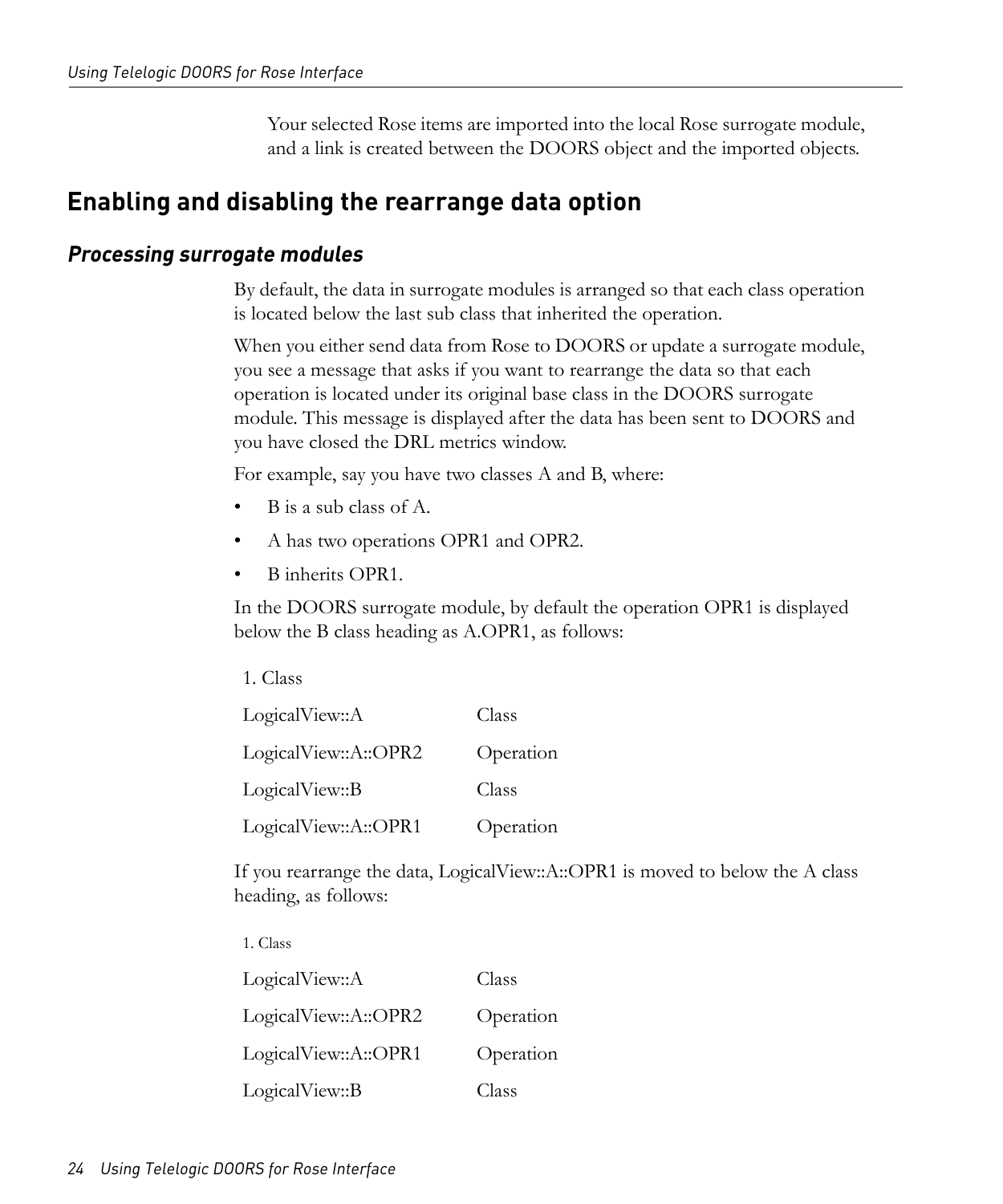Your selected Rose items are imported into the local Rose surrogate module, and a link is created between the DOORS object and the imported objects.

## Enabling and disabling the rearrange data option

### *Processing surrogate modules*

By default, the data in surrogate modules is arranged so that each class operation is located below the last sub class that inherited the operation.

When you either send data from Rose to DOORS or update a surrogate module, you see a message that asks if you want to rearrange the data so that each operation is located under its original base class in the DOORS surrogate module. This message is displayed after the data has been sent to DOORS and you have closed the DRL metrics window.

For example, say you have two classes A and B, where:

- B is a sub class of A.
- A has two operations OPR1 and OPR2.
- B inherits OPR1.

In the DOORS surrogate module, by default the operation OPR1 is displayed below the B class heading as A.OPR1, as follows:

| 1. Class | |
|---|---|
| LogicalView::A | Class |
| LogicalView::A::OPR2 | Operation |
| LogicalView::B | Class |
| LogicalView::A::OPR1 | Operation |

If you rearrange the data, LogicalView::A::OPR1 is moved to below the A class heading, as follows:

| 1. Class | |
|---|---|
| LogicalView::A | Class |
| LogicalView::A::OPR2 | Operation |
| LogicalView::A::OPR1 | Operation |
| LogicalView::B | Class |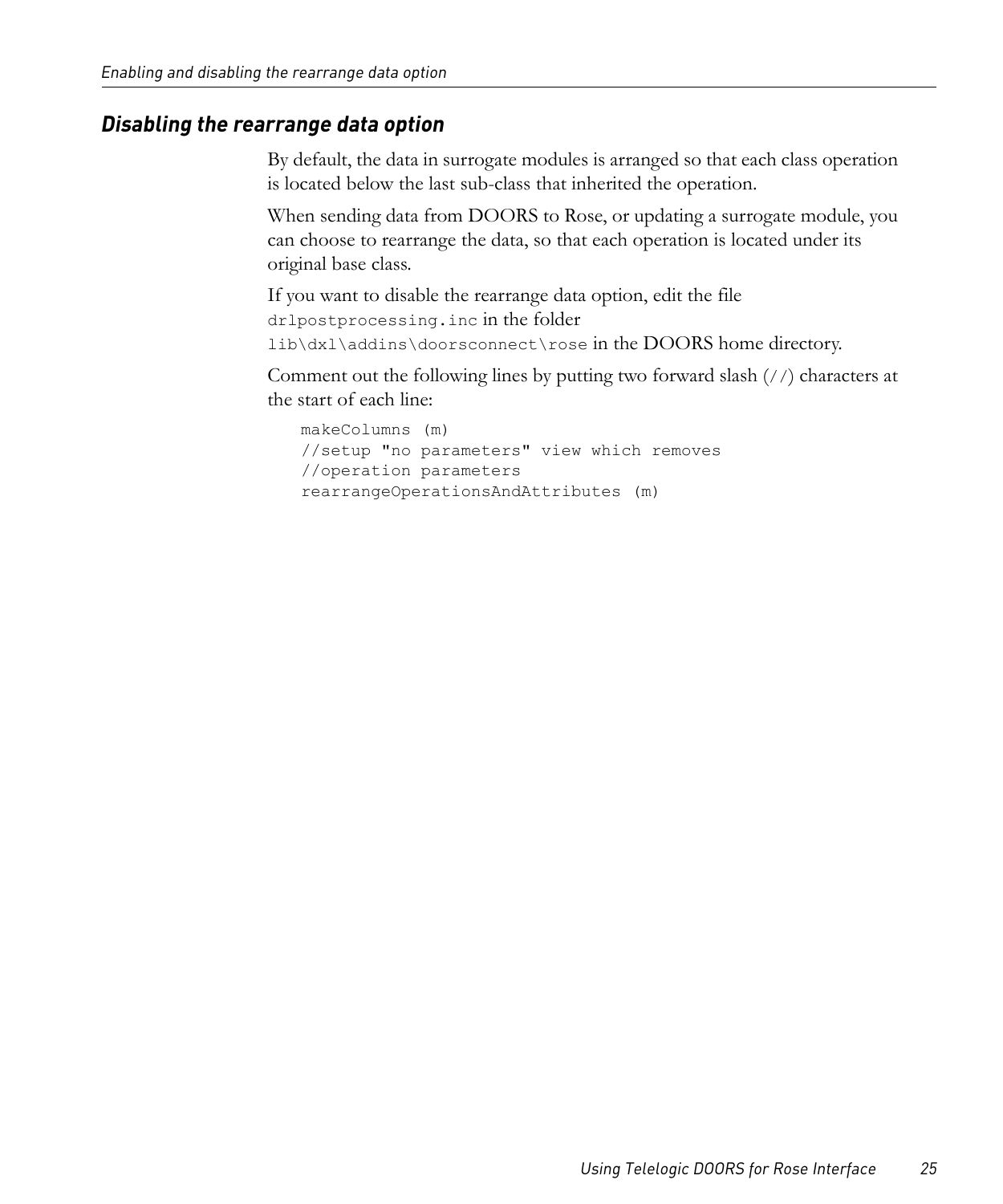## Disabling the rearrange data option

By default, the data in surrogate modules is arranged so that each class operation is located below the last sub-class that inherited the operation.

When sending data from DOORS to Rose, or updating a surrogate module, you can choose to rearrange the data, so that each operation is located under its original base class.

If you want to disable the rearrange data option, edit the file `drlpostprocessing.inc` in the folder `lib\dxl\addins\doorsconnect\rose` in the DOORS home directory.

Comment out the following lines by putting two forward slash (`//`) characters at the start of each line:

```
makeColumns (m)
//setup "no parameters" view which removes
//operation parameters
rearrangeOperationsAndAttributes (m)
```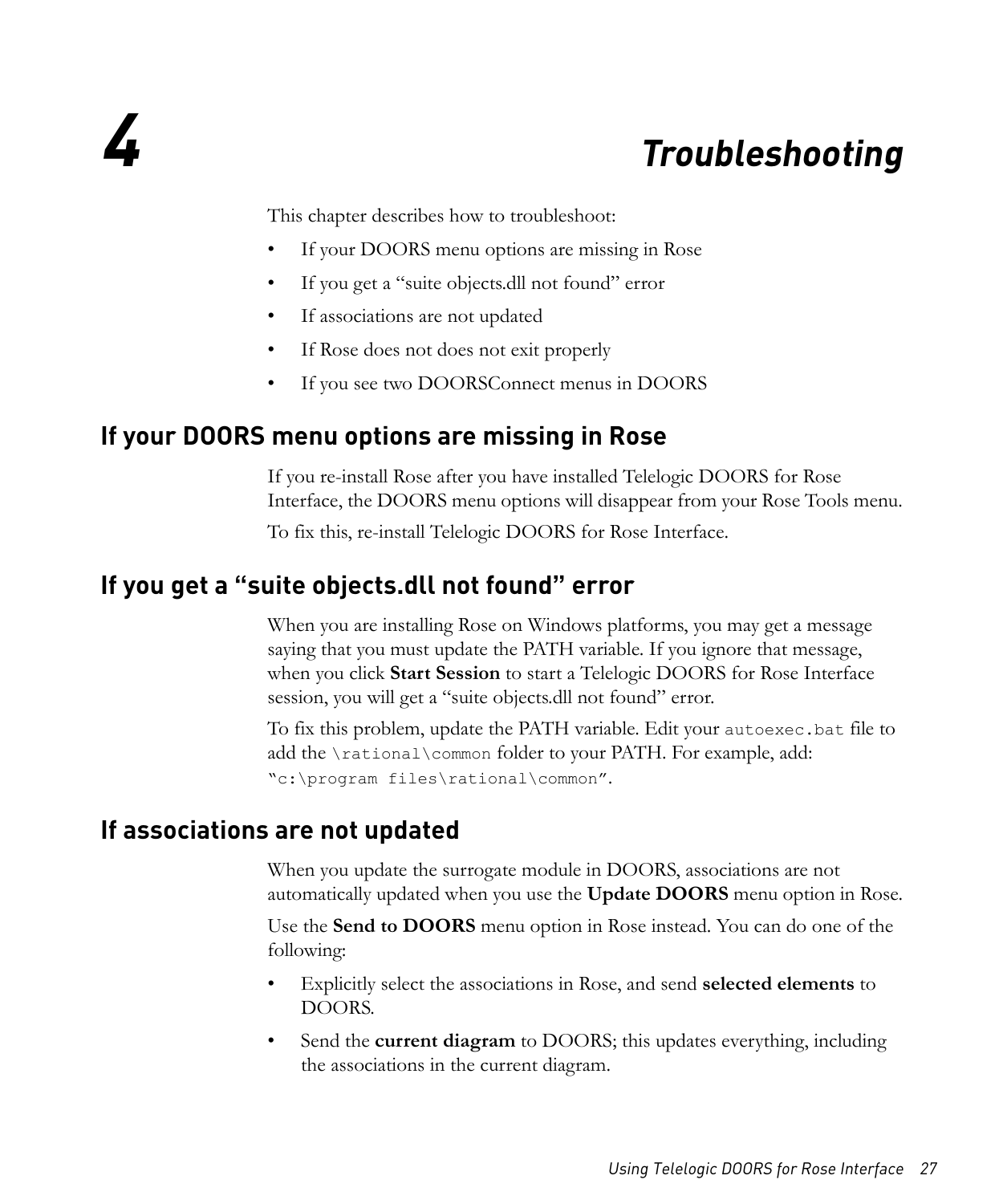# 4 Troubleshooting

This chapter describes how to troubleshoot:

- If your DOORS menu options are missing in Rose
- If you get a "suite objects.dll not found" error
- If associations are not updated
- If Rose does not does not exit properly
- If you see two DOORSConnect menus in DOORS

## If your DOORS menu options are missing in Rose

If you re-install Rose after you have installed Telelogic DOORS for Rose Interface, the DOORS menu options will disappear from your Rose Tools menu.

To fix this, re-install Telelogic DOORS for Rose Interface.

## If you get a "suite objects.dll not found" error

When you are installing Rose on Windows platforms, you may get a message saying that you must update the PATH variable. If you ignore that message, when you click **Start Session** to start a Telelogic DOORS for Rose Interface session, you will get a "suite objects.dll not found" error.

To fix this problem, update the PATH variable. Edit your `autoexec.bat` file to add the `\rational\common` folder to your PATH. For example, add: `"c:\program files\rational\common"`.

## If associations are not updated

When you update the surrogate module in DOORS, associations are not automatically updated when you use the **Update DOORS** menu option in Rose.

Use the **Send to DOORS** menu option in Rose instead. You can do one of the following:

- Explicitly select the associations in Rose, and send **selected elements** to DOORS.
- Send the **current diagram** to DOORS; this updates everything, including the associations in the current diagram.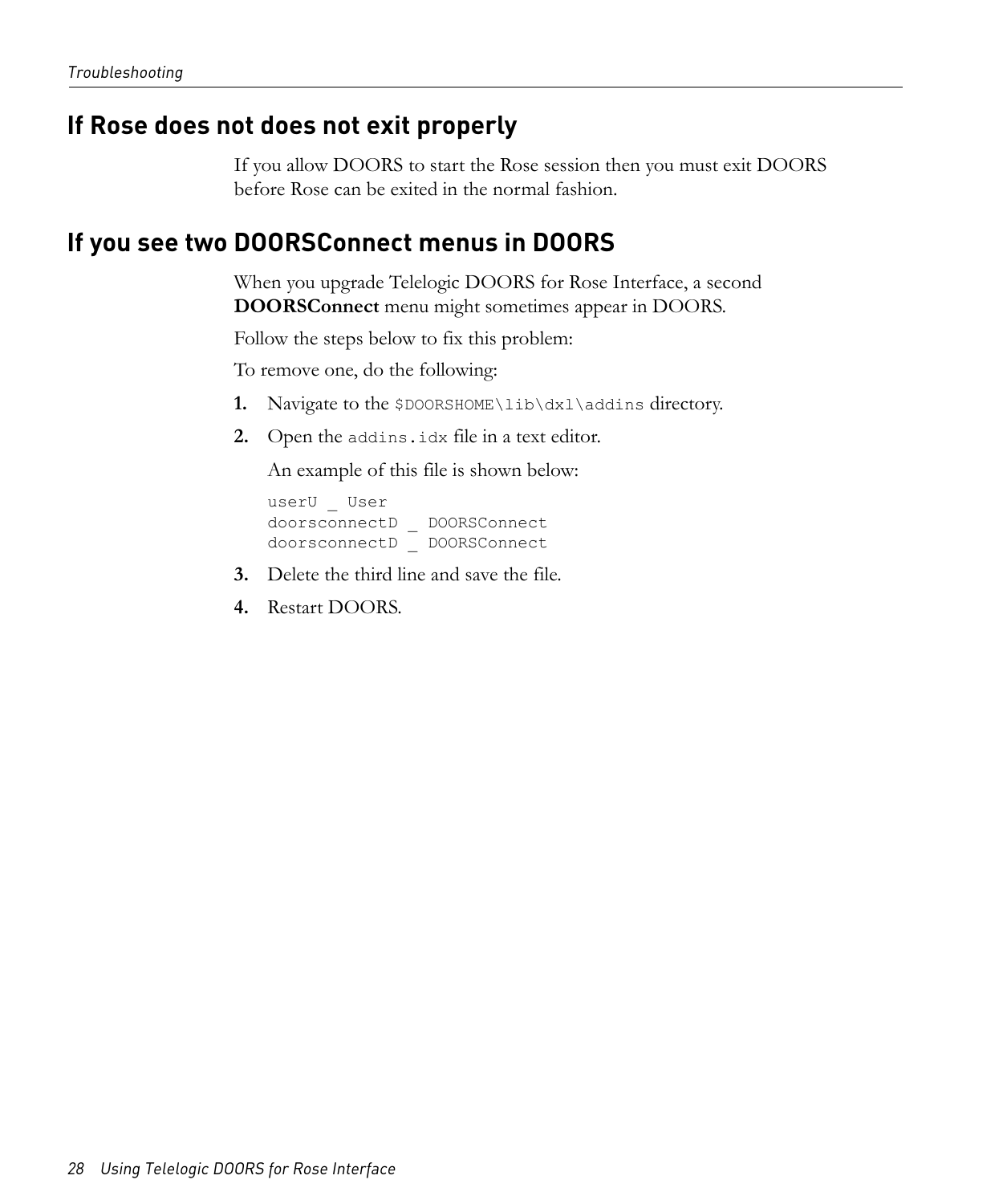## If Rose does not does not exit properly

If you allow DOORS to start the Rose session then you must exit DOORS before Rose can be exited in the normal fashion.

## If you see two DOORSConnect menus in DOORS

When you upgrade Telelogic DOORS for Rose Interface, a second **DOORSConnect** menu might sometimes appear in DOORS.

Follow the steps below to fix this problem:

To remove one, do the following:

1. Navigate to the `$DOORSHOME\lib\dxl\addins` directory.
2. Open the `addins.idx` file in a text editor.

   An example of this file is shown below:

   ```
   userU _ User
   doorsconnectD _ DOORSConnect
   doorsconnectD _ DOORSConnect
   ```

3. Delete the third line and save the file.
4. Restart DOORS.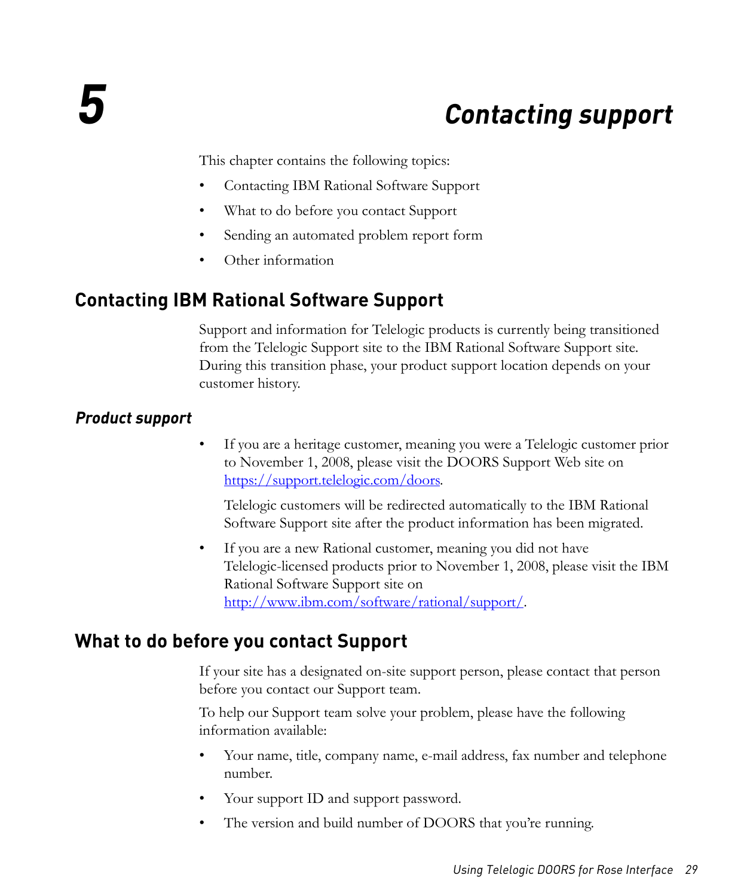# 5 Contacting support

This chapter contains the following topics:

- Contacting IBM Rational Software Support
- What to do before you contact Support
- Sending an automated problem report form
- Other information

## Contacting IBM Rational Software Support

Support and information for Telelogic products is currently being transitioned from the Telelogic Support site to the IBM Rational Software Support site. During this transition phase, your product support location depends on your customer history.

### *Product support*

- If you are a heritage customer, meaning you were a Telelogic customer prior to November 1, 2008, please visit the DOORS Support Web site on https://support.telelogic.com/doors.

  Telelogic customers will be redirected automatically to the IBM Rational Software Support site after the product information has been migrated.

- If you are a new Rational customer, meaning you did not have Telelogic-licensed products prior to November 1, 2008, please visit the IBM Rational Software Support site on http://www.ibm.com/software/rational/support/.

## What to do before you contact Support

If your site has a designated on-site support person, please contact that person before you contact our Support team.

To help our Support team solve your problem, please have the following information available:

- Your name, title, company name, e-mail address, fax number and telephone number.
- Your support ID and support password.
- The version and build number of DOORS that you're running.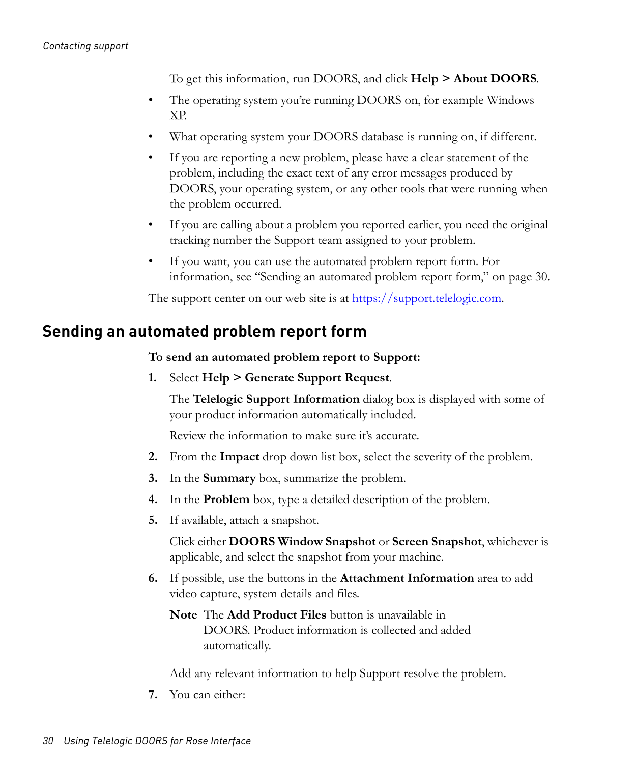To get this information, run DOORS, and click **Help > About DOORS**.

- The operating system you're running DOORS on, for example Windows XP.
- What operating system your DOORS database is running on, if different.
- If you are reporting a new problem, please have a clear statement of the problem, including the exact text of any error messages produced by DOORS, your operating system, or any other tools that were running when the problem occurred.
- If you are calling about a problem you reported earlier, you need the original tracking number the Support team assigned to your problem.
- If you want, you can use the automated problem report form. For information, see "Sending an automated problem report form," on page 30.

The support center on our web site is at [https://support.telelogic.com](https://support.telelogic.com).

## Sending an automated problem report form

**To send an automated problem report to Support:**

1. Select **Help > Generate Support Request**.

   The **Telelogic Support Information** dialog box is displayed with some of your product information automatically included.

   Review the information to make sure it's accurate.

2. From the **Impact** drop down list box, select the severity of the problem.
3. In the **Summary** box, summarize the problem.
4. In the **Problem** box, type a detailed description of the problem.
5. If available, attach a snapshot.

   Click either **DOORS Window Snapshot** or **Screen Snapshot**, whichever is applicable, and select the snapshot from your machine.

6. If possible, use the buttons in the **Attachment Information** area to add video capture, system details and files.

   **Note** The **Add Product Files** button is unavailable in DOORS. Product information is collected and added automatically.

   Add any relevant information to help Support resolve the problem.

7. You can either: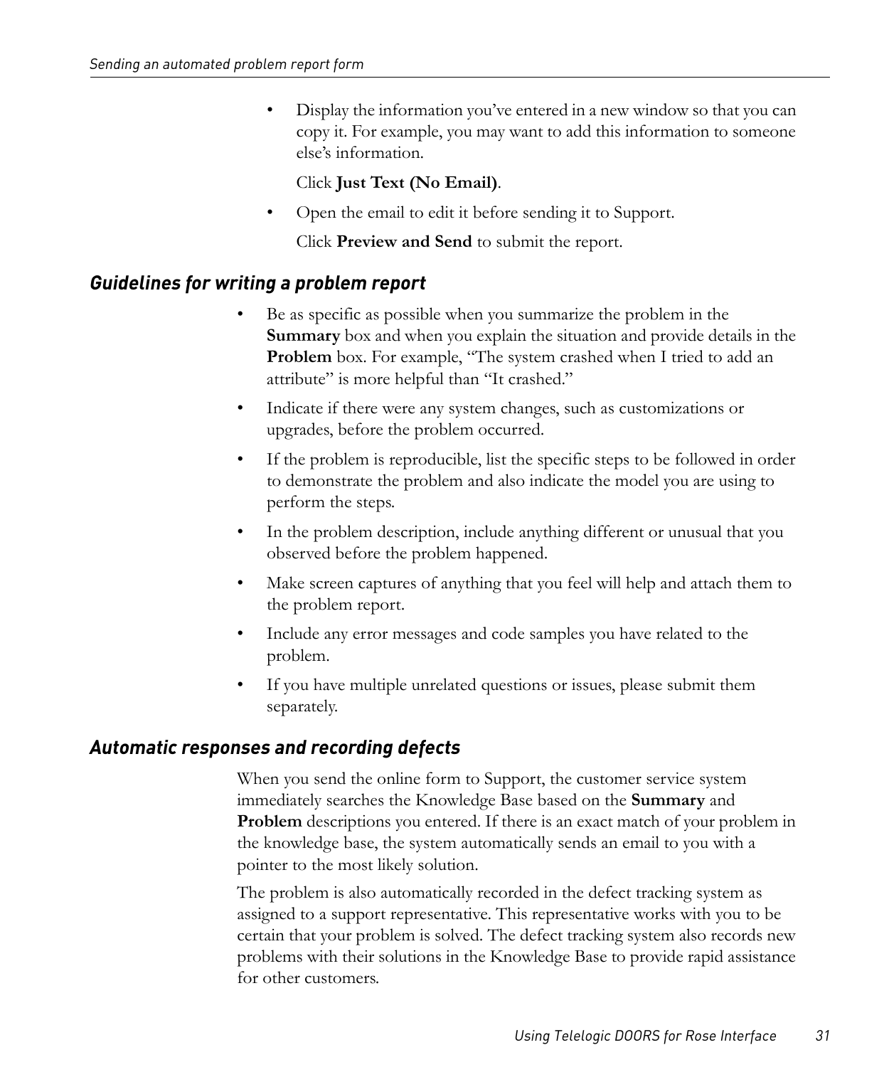- Display the information you've entered in a new window so that you can copy it. For example, you may want to add this information to someone else's information.

  Click **Just Text (No Email)**.

- Open the email to edit it before sending it to Support.

  Click **Preview and Send** to submit the report.

### *Guidelines for writing a problem report*

- Be as specific as possible when you summarize the problem in the **Summary** box and when you explain the situation and provide details in the **Problem** box. For example, "The system crashed when I tried to add an attribute" is more helpful than "It crashed."
- Indicate if there were any system changes, such as customizations or upgrades, before the problem occurred.
- If the problem is reproducible, list the specific steps to be followed in order to demonstrate the problem and also indicate the model you are using to perform the steps.
- In the problem description, include anything different or unusual that you observed before the problem happened.
- Make screen captures of anything that you feel will help and attach them to the problem report.
- Include any error messages and code samples you have related to the problem.
- If you have multiple unrelated questions or issues, please submit them separately.

### *Automatic responses and recording defects*

When you send the online form to Support, the customer service system immediately searches the Knowledge Base based on the **Summary** and **Problem** descriptions you entered. If there is an exact match of your problem in the knowledge base, the system automatically sends an email to you with a pointer to the most likely solution.

The problem is also automatically recorded in the defect tracking system as assigned to a support representative. This representative works with you to be certain that your problem is solved. The defect tracking system also records new problems with their solutions in the Knowledge Base to provide rapid assistance for other customers.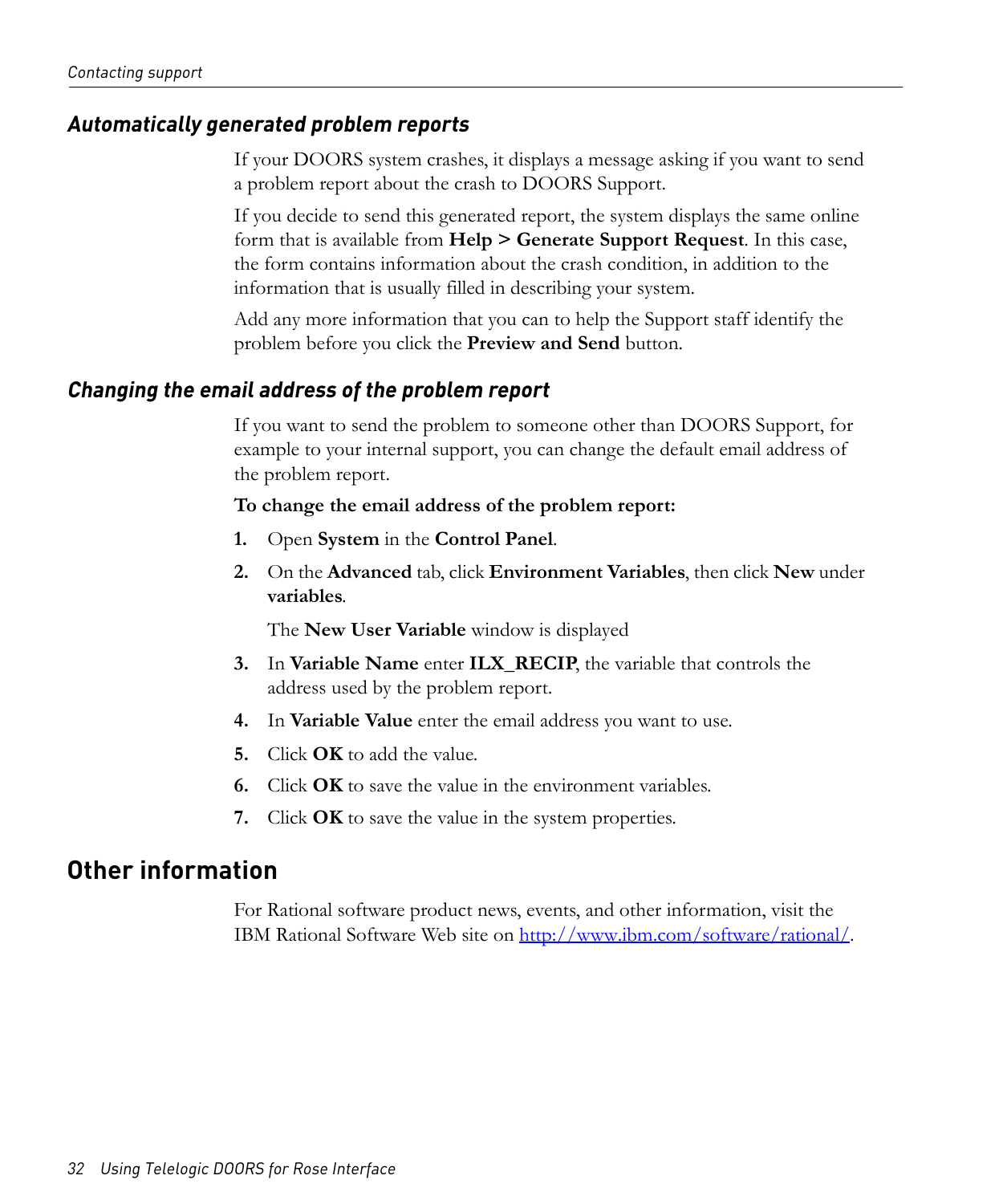### *Automatically generated problem reports*

If your DOORS system crashes, it displays a message asking if you want to send a problem report about the crash to DOORS Support.

If you decide to send this generated report, the system displays the same online form that is available from **Help > Generate Support Request**. In this case, the form contains information about the crash condition, in addition to the information that is usually filled in describing your system.

Add any more information that you can to help the Support staff identify the problem before you click the **Preview and Send** button.

### *Changing the email address of the problem report*

If you want to send the problem to someone other than DOORS Support, for example to your internal support, you can change the default email address of the problem report.

**To change the email address of the problem report:**

1. Open **System** in the **Control Panel**.
2. On the **Advanced** tab, click **Environment Variables**, then click **New** under **variables**.

   The **New User Variable** window is displayed
3. In **Variable Name** enter **ILX_RECIP**, the variable that controls the address used by the problem report.
4. In **Variable Value** enter the email address you want to use.
5. Click **OK** to add the value.
6. Click **OK** to save the value in the environment variables.
7. Click **OK** to save the value in the system properties.

## Other information

For Rational software product news, events, and other information, visit the IBM Rational Software Web site on http://www.ibm.com/software/rational/.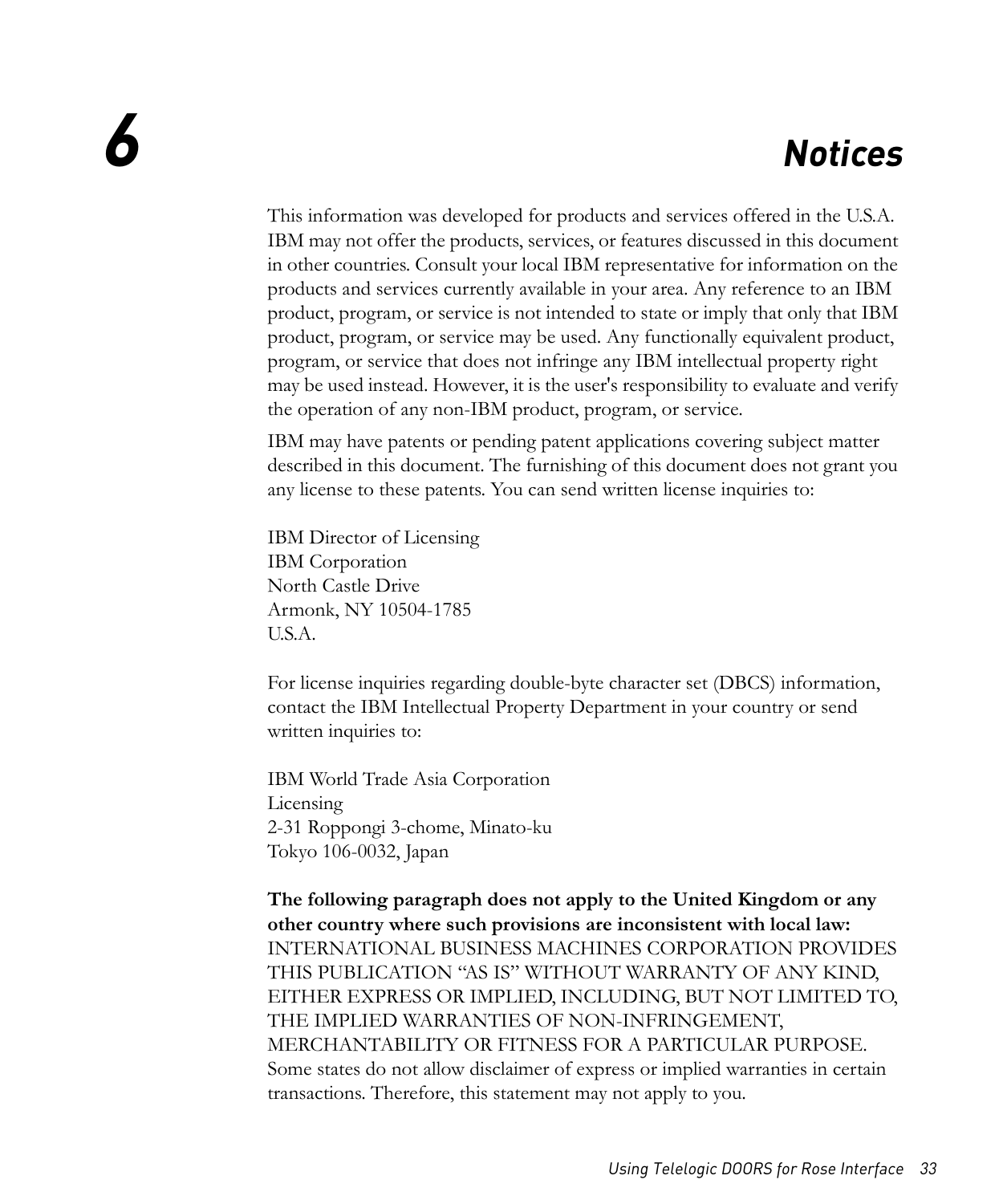# 6 Notices

This information was developed for products and services offered in the U.S.A. IBM may not offer the products, services, or features discussed in this document in other countries. Consult your local IBM representative for information on the products and services currently available in your area. Any reference to an IBM product, program, or service is not intended to state or imply that only that IBM product, program, or service may be used. Any functionally equivalent product, program, or service that does not infringe any IBM intellectual property right may be used instead. However, it is the user's responsibility to evaluate and verify the operation of any non-IBM product, program, or service.

IBM may have patents or pending patent applications covering subject matter described in this document. The furnishing of this document does not grant you any license to these patents. You can send written license inquiries to:

IBM Director of Licensing
IBM Corporation
North Castle Drive
Armonk, NY 10504-1785
U.S.A.

For license inquiries regarding double-byte character set (DBCS) information, contact the IBM Intellectual Property Department in your country or send written inquiries to:

IBM World Trade Asia Corporation
Licensing
2-31 Roppongi 3-chome, Minato-ku
Tokyo 106-0032, Japan

**The following paragraph does not apply to the United Kingdom or any other country where such provisions are inconsistent with local law:** INTERNATIONAL BUSINESS MACHINES CORPORATION PROVIDES THIS PUBLICATION "AS IS" WITHOUT WARRANTY OF ANY KIND, EITHER EXPRESS OR IMPLIED, INCLUDING, BUT NOT LIMITED TO, THE IMPLIED WARRANTIES OF NON-INFRINGEMENT, MERCHANTABILITY OR FITNESS FOR A PARTICULAR PURPOSE. Some states do not allow disclaimer of express or implied warranties in certain transactions. Therefore, this statement may not apply to you.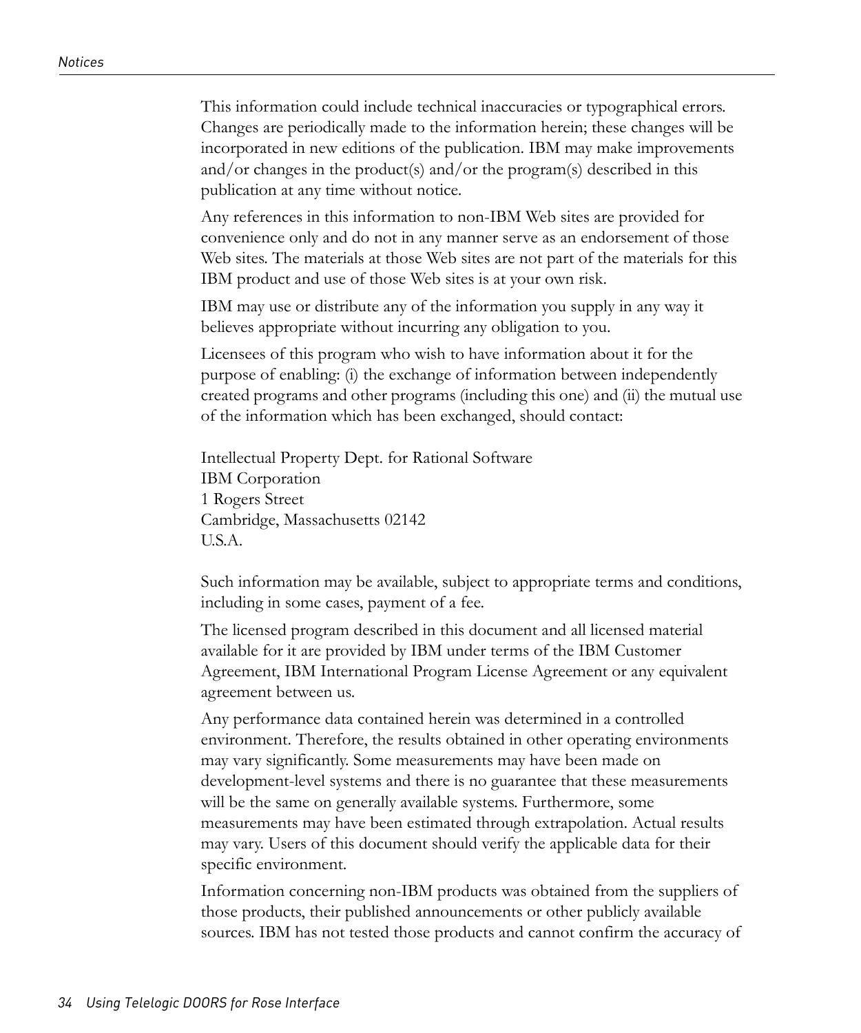This information could include technical inaccuracies or typographical errors. Changes are periodically made to the information herein; these changes will be incorporated in new editions of the publication. IBM may make improvements and/or changes in the product(s) and/or the program(s) described in this publication at any time without notice.

Any references in this information to non-IBM Web sites are provided for convenience only and do not in any manner serve as an endorsement of those Web sites. The materials at those Web sites are not part of the materials for this IBM product and use of those Web sites is at your own risk.

IBM may use or distribute any of the information you supply in any way it believes appropriate without incurring any obligation to you.

Licensees of this program who wish to have information about it for the purpose of enabling: (i) the exchange of information between independently created programs and other programs (including this one) and (ii) the mutual use of the information which has been exchanged, should contact:

Intellectual Property Dept. for Rational Software
IBM Corporation
1 Rogers Street
Cambridge, Massachusetts 02142
U.S.A.

Such information may be available, subject to appropriate terms and conditions, including in some cases, payment of a fee.

The licensed program described in this document and all licensed material available for it are provided by IBM under terms of the IBM Customer Agreement, IBM International Program License Agreement or any equivalent agreement between us.

Any performance data contained herein was determined in a controlled environment. Therefore, the results obtained in other operating environments may vary significantly. Some measurements may have been made on development-level systems and there is no guarantee that these measurements will be the same on generally available systems. Furthermore, some measurements may have been estimated through extrapolation. Actual results may vary. Users of this document should verify the applicable data for their specific environment.

Information concerning non-IBM products was obtained from the suppliers of those products, their published announcements or other publicly available sources. IBM has not tested those products and cannot confirm the accuracy of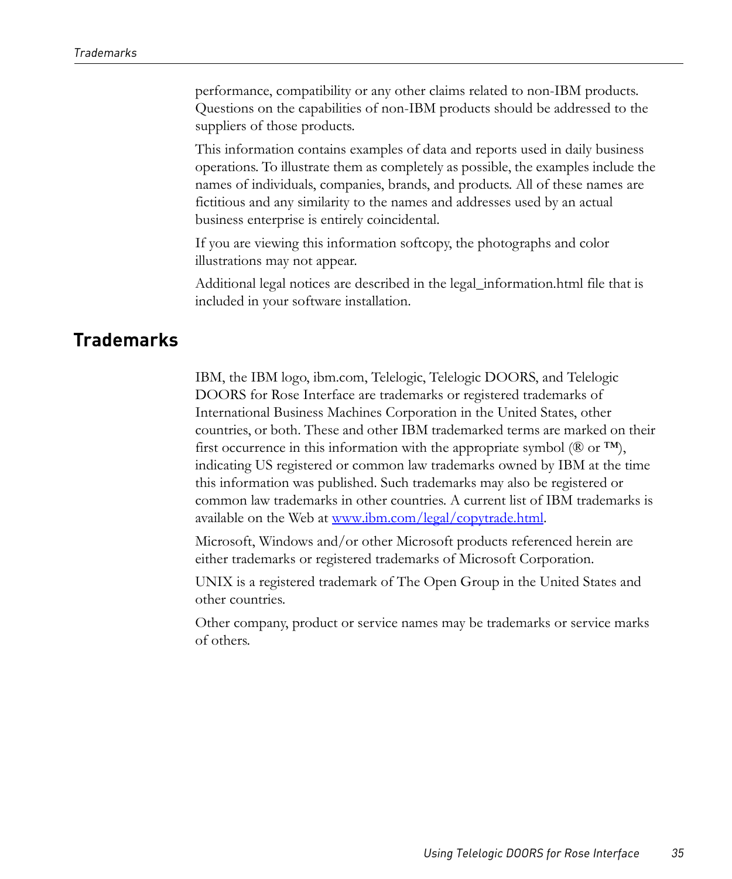performance, compatibility or any other claims related to non-IBM products. Questions on the capabilities of non-IBM products should be addressed to the suppliers of those products.

This information contains examples of data and reports used in daily business operations. To illustrate them as completely as possible, the examples include the names of individuals, companies, brands, and products. All of these names are fictitious and any similarity to the names and addresses used by an actual business enterprise is entirely coincidental.

If you are viewing this information softcopy, the photographs and color illustrations may not appear.

Additional legal notices are described in the legal_information.html file that is included in your software installation.

## Trademarks

IBM, the IBM logo, ibm.com, Telelogic, Telelogic DOORS, and Telelogic DOORS for Rose Interface are trademarks or registered trademarks of International Business Machines Corporation in the United States, other countries, or both. These and other IBM trademarked terms are marked on their first occurrence in this information with the appropriate symbol (® or ™), indicating US registered or common law trademarks owned by IBM at the time this information was published. Such trademarks may also be registered or common law trademarks in other countries. A current list of IBM trademarks is available on the Web at www.ibm.com/legal/copytrade.html.

Microsoft, Windows and/or other Microsoft products referenced herein are either trademarks or registered trademarks of Microsoft Corporation.

UNIX is a registered trademark of The Open Group in the United States and other countries.

Other company, product or service names may be trademarks or service marks of others.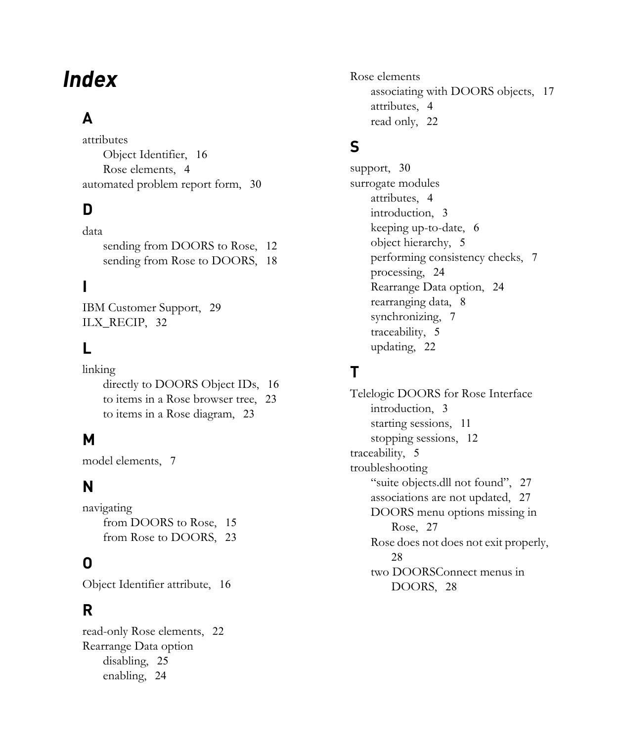# Index

## A

attributes
- Object Identifier, 16
- Rose elements, 4

automated problem report form, 30

## D

data
- sending from DOORS to Rose, 12
- sending from Rose to DOORS, 18

## I

IBM Customer Support, 29

ILX_RECIP, 32

## L

linking
- directly to DOORS Object IDs, 16
- to items in a Rose browser tree, 23
- to items in a Rose diagram, 23

## M

model elements, 7

## N

navigating
- from DOORS to Rose, 15
- from Rose to DOORS, 23

## O

Object Identifier attribute, 16

## R

read-only Rose elements, 22

Rearrange Data option
- disabling, 25
- enabling, 24

Rose elements
- associating with DOORS objects, 17
- attributes, 4
- read only, 22

## S

support, 30

surrogate modules
- attributes, 4
- introduction, 3
- keeping up-to-date, 6
- object hierarchy, 5
- performing consistency checks, 7
- processing, 24
- Rearrange Data option, 24
- rearranging data, 8
- synchronizing, 7
- traceability, 5
- updating, 22

## T

Telelogic DOORS for Rose Interface
- introduction, 3
- starting sessions, 11
- stopping sessions, 12

traceability, 5

troubleshooting
- “suite objects.dll not found”, 27
- associations are not updated, 27
- DOORS menu options missing in Rose, 27
- Rose does not does not exit properly, 28
- two DOORSConnect menus in DOORS, 28